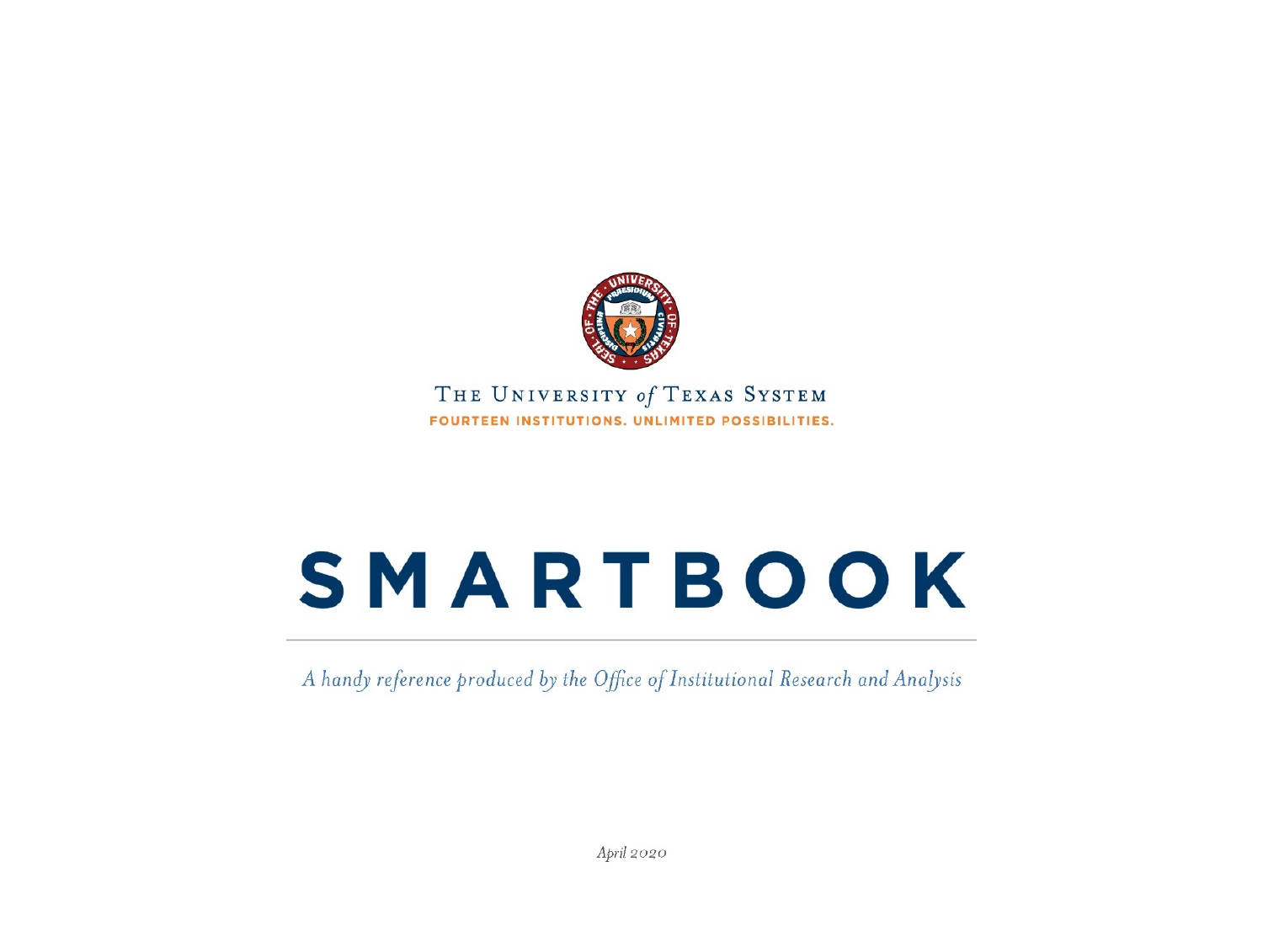THE UNIVERSITY of TEXAS SYSTEM

FOURTEEN INSTITUTIONS. UNLIMITED POSSIBILITIES.

# SMARTBOOK

*A handy reference produced by the Office of Institutional Research and Analysis*

*April 2020*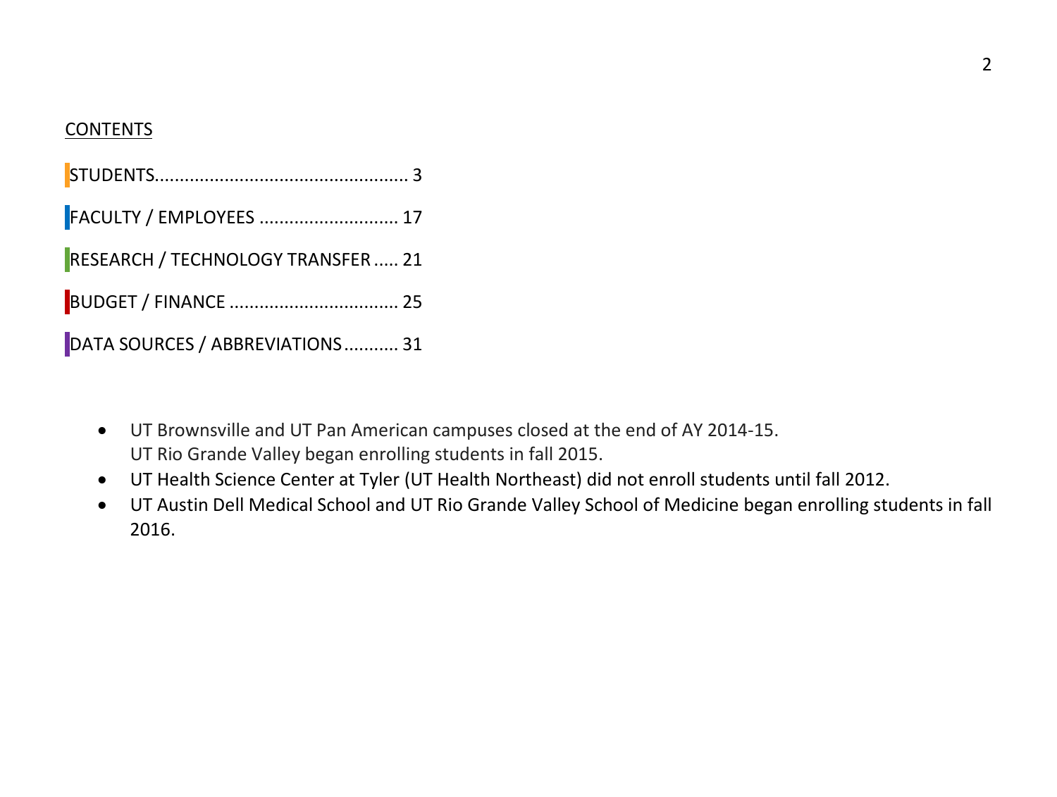## CONTENTS

STUDENTS.................................................... 3

FACULTY / EMPLOYEES ........................... 17

RESEARCH / TECHNOLOGY TRANSFER ..... 21

BUDGET / FINANCE .................................. 25

DATA SOURCES / ABBREVIATIONS........... 31

- UT Brownsville and UT Pan American campuses closed at the end of AY 2014-15.
  UT Rio Grande Valley began enrolling students in fall 2015.
- UT Health Science Center at Tyler (UT Health Northeast) did not enroll students until fall 2012.
- UT Austin Dell Medical School and UT Rio Grande Valley School of Medicine began enrolling students in fall 2016.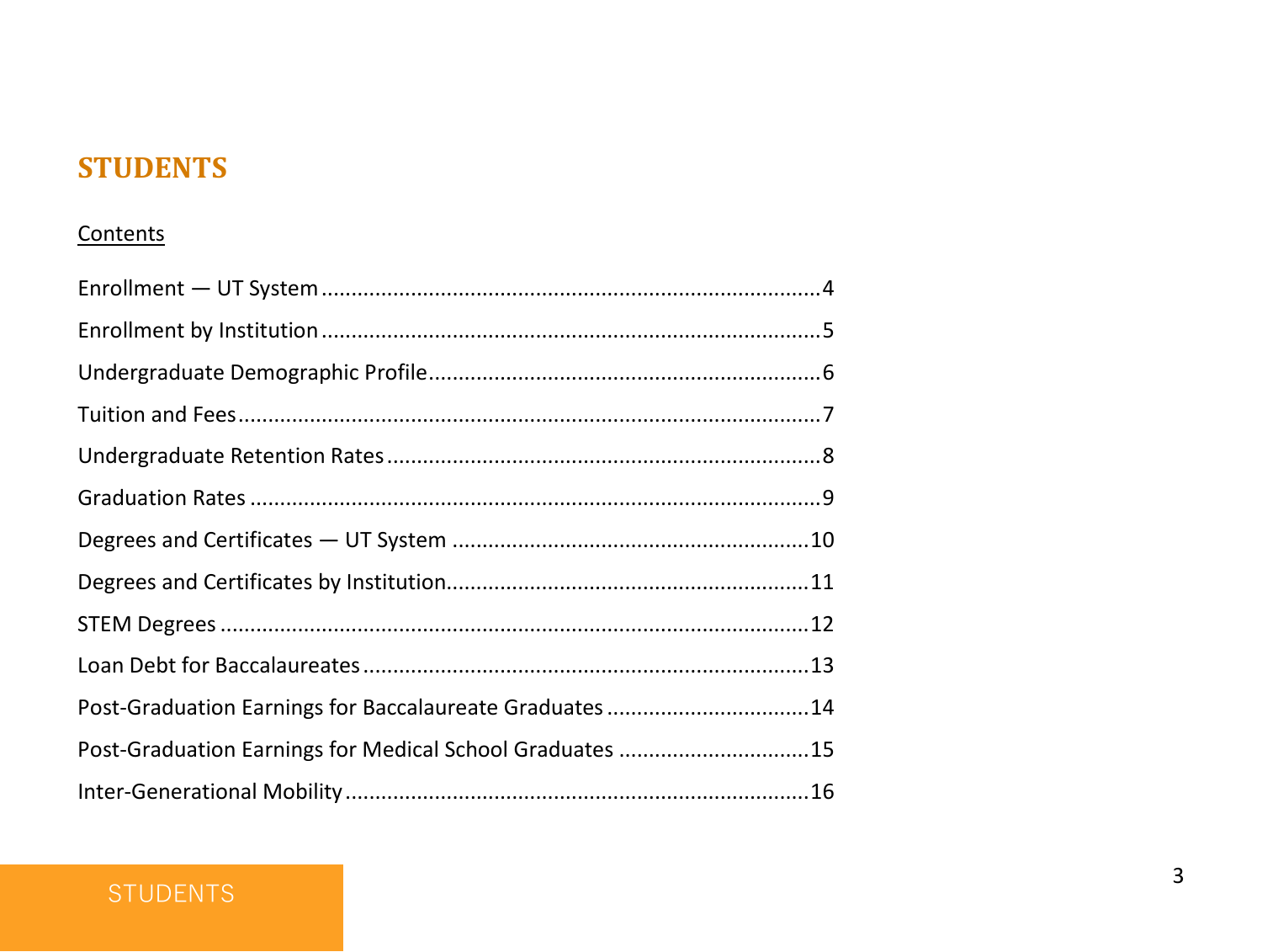# STUDENTS

Contents

Enrollment — UT System ....................................................................................4

Enrollment by Institution ...................................................................................5

Undergraduate Demographic Profile..................................................................6

Tuition and Fees.................................................................................................7

Undergraduate Retention Rates ........................................................................8

Graduation Rates ...............................................................................................9

Degrees and Certificates — UT System ............................................................10

Degrees and Certificates by Institution............................................................11

STEM Degrees ..................................................................................................12

Loan Debt for Baccalaureates ..........................................................................13

Post-Graduation Earnings for Baccalaureate Graduates ..................................14

Post-Graduation Earnings for Medical School Graduates ................................15

Inter-Generational Mobility .............................................................................16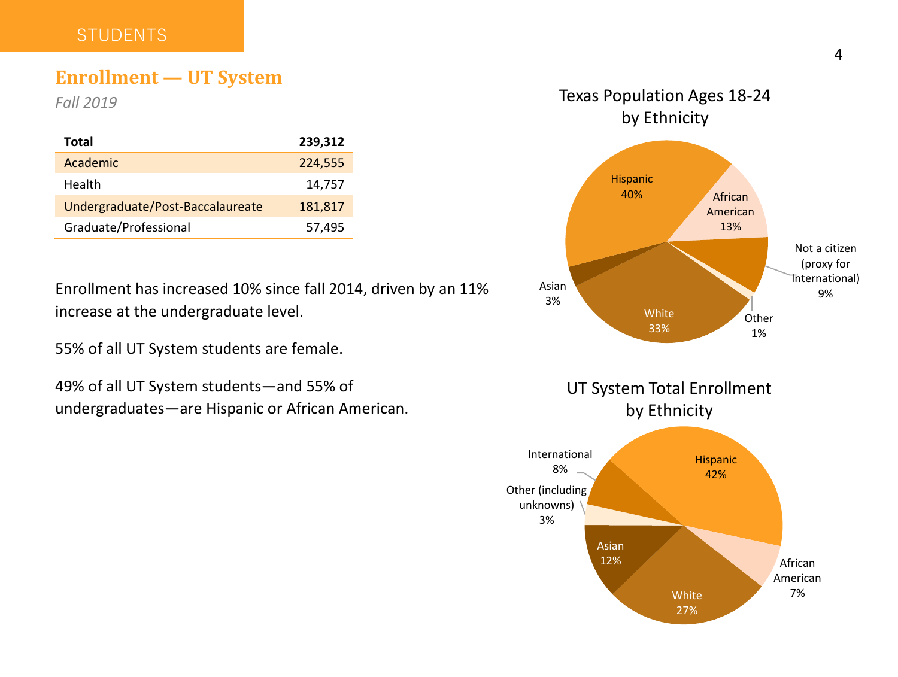## Enrollment — UT System

*Fall 2019*

| **Total** | **239,312** |
|---|---|
| Academic | 224,555 |
| Health | 14,757 |
| Undergraduate/Post-Baccalaureate | 181,817 |
| Graduate/Professional | 57,495 |

Enrollment has increased 10% since fall 2014, driven by an 11% increase at the undergraduate level.

55% of all UT System students are female.

49% of all UT System students—and 55% of undergraduates—are Hispanic or African American.

### Texas Population Ages 18-24 by Ethnicity

| Ethnicity | Percent |
|---|---|
| Hispanic | 40% |
| African American | 13% |
| Not a citizen (proxy for International) | 9% |
| Other | 1% |
| White | 33% |
| Asian | 3% |

### UT System Total Enrollment by Ethnicity

| Ethnicity | Percent |
|---|---|
| Hispanic | 42% |
| African American | 7% |
| White | 27% |
| Asian | 12% |
| Other (including unknowns) | 3% |
| International | 8% |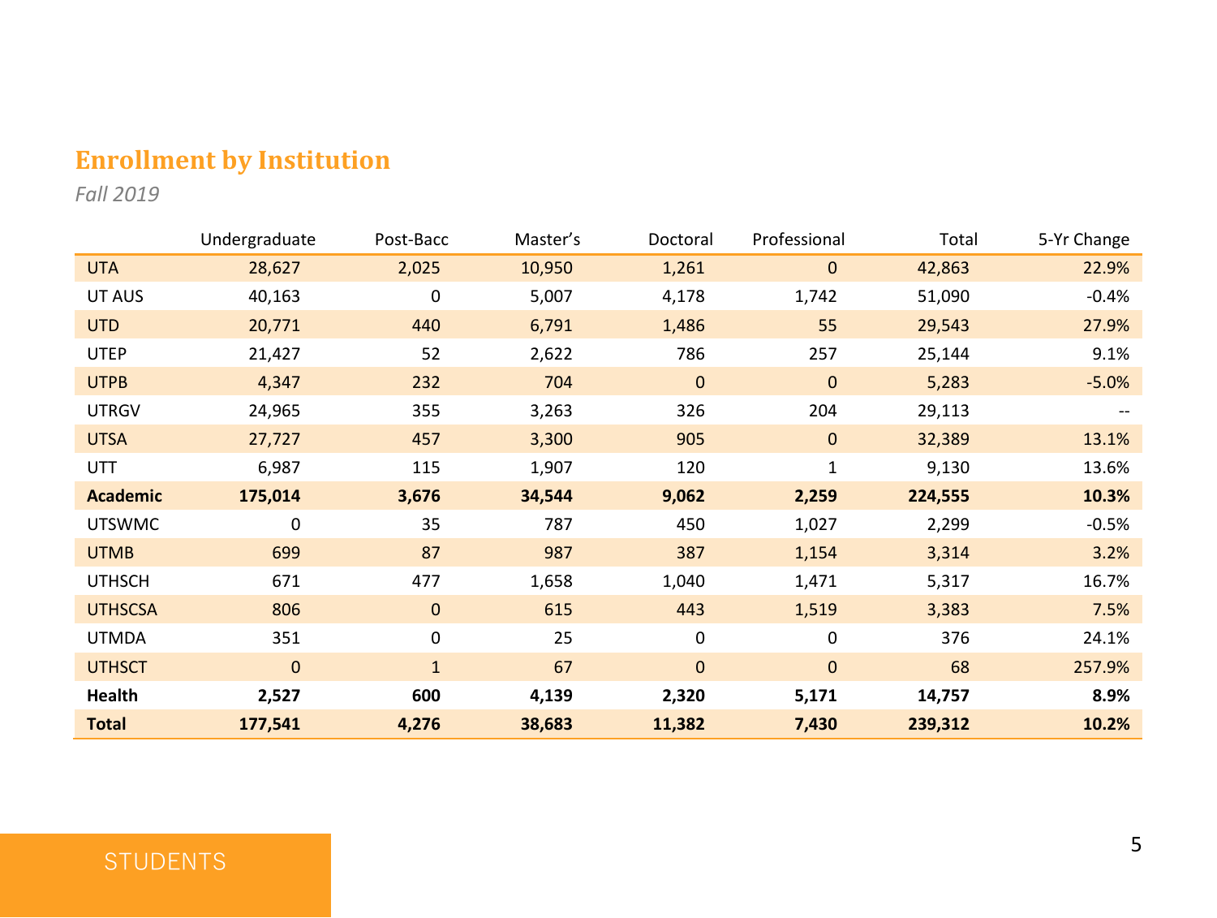## Enrollment by Institution

*Fall 2019*

| | Undergraduate | Post-Bacc | Master's | Doctoral | Professional | Total | 5-Yr Change |
|---|---|---|---|---|---|---|---|
| UTA | 28,627 | 2,025 | 10,950 | 1,261 | 0 | 42,863 | 22.9% |
| UT AUS | 40,163 | 0 | 5,007 | 4,178 | 1,742 | 51,090 | -0.4% |
| UTD | 20,771 | 440 | 6,791 | 1,486 | 55 | 29,543 | 27.9% |
| UTEP | 21,427 | 52 | 2,622 | 786 | 257 | 25,144 | 9.1% |
| UTPB | 4,347 | 232 | 704 | 0 | 0 | 5,283 | -5.0% |
| UTRGV | 24,965 | 355 | 3,263 | 326 | 204 | 29,113 | -- |
| UTSA | 27,727 | 457 | 3,300 | 905 | 0 | 32,389 | 13.1% |
| UTT | 6,987 | 115 | 1,907 | 120 | 1 | 9,130 | 13.6% |
| **Academic** | **175,014** | **3,676** | **34,544** | **9,062** | **2,259** | **224,555** | **10.3%** |
| UTSWMC | 0 | 35 | 787 | 450 | 1,027 | 2,299 | -0.5% |
| UTMB | 699 | 87 | 987 | 387 | 1,154 | 3,314 | 3.2% |
| UTHSCH | 671 | 477 | 1,658 | 1,040 | 1,471 | 5,317 | 16.7% |
| UTHSCSA | 806 | 0 | 615 | 443 | 1,519 | 3,383 | 7.5% |
| UTMDA | 351 | 0 | 25 | 0 | 0 | 376 | 24.1% |
| UTHSCT | 0 | 1 | 67 | 0 | 0 | 68 | 257.9% |
| **Health** | **2,527** | **600** | **4,139** | **2,320** | **5,171** | **14,757** | **8.9%** |
| **Total** | **177,541** | **4,276** | **38,683** | **11,382** | **7,430** | **239,312** | **10.2%** |

STUDENTS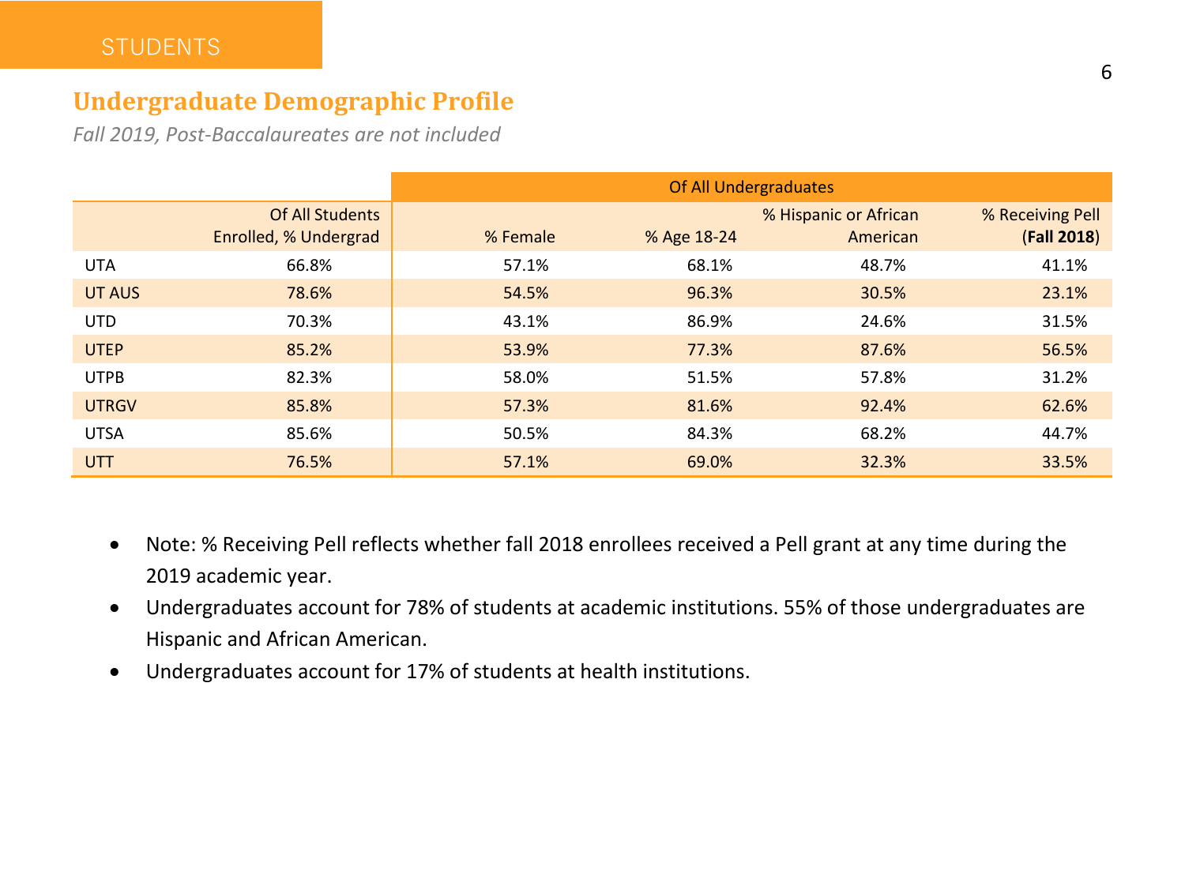STUDENTS

## Undergraduate Demographic Profile

*Fall 2019, Post-Baccalaureates are not included*

| | | Of All Undergraduates | | | |
|---|---|---|---|---|---|
| | Of All Students Enrolled, % Undergrad | % Female | % Age 18-24 | % Hispanic or African American | % Receiving Pell (**Fall 2018**) |
| UTA | 66.8% | 57.1% | 68.1% | 48.7% | 41.1% |
| UT AUS | 78.6% | 54.5% | 96.3% | 30.5% | 23.1% |
| UTD | 70.3% | 43.1% | 86.9% | 24.6% | 31.5% |
| UTEP | 85.2% | 53.9% | 77.3% | 87.6% | 56.5% |
| UTPB | 82.3% | 58.0% | 51.5% | 57.8% | 31.2% |
| UTRGV | 85.8% | 57.3% | 81.6% | 92.4% | 62.6% |
| UTSA | 85.6% | 50.5% | 84.3% | 68.2% | 44.7% |
| UTT | 76.5% | 57.1% | 69.0% | 32.3% | 33.5% |

- Note: % Receiving Pell reflects whether fall 2018 enrollees received a Pell grant at any time during the 2019 academic year.
- Undergraduates account for 78% of students at academic institutions. 55% of those undergraduates are Hispanic and African American.
- Undergraduates account for 17% of students at health institutions.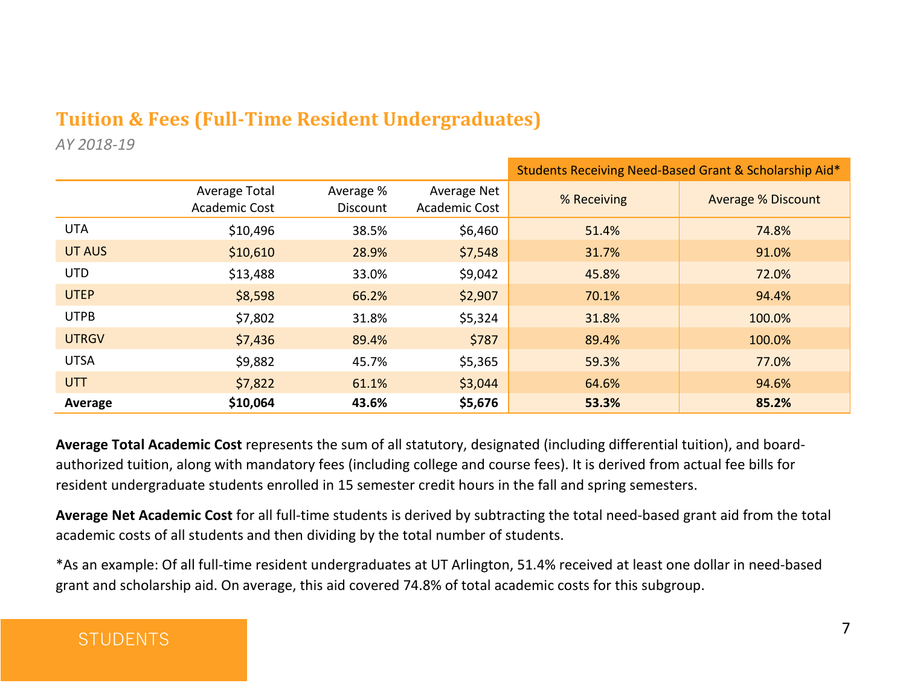## Tuition & Fees (Full-Time Resident Undergraduates)

*AY 2018-19*

| | Average Total Academic Cost | Average % Discount | Average Net Academic Cost | Students Receiving Need-Based Grant & Scholarship Aid* | |
|---|---|---|---|---|---|
| | | | | % Receiving | Average % Discount |
| UTA | $10,496 | 38.5% | $6,460 | 51.4% | 74.8% |
| UT AUS | $10,610 | 28.9% | $7,548 | 31.7% | 91.0% |
| UTD | $13,488 | 33.0% | $9,042 | 45.8% | 72.0% |
| UTEP | $8,598 | 66.2% | $2,907 | 70.1% | 94.4% |
| UTPB | $7,802 | 31.8% | $5,324 | 31.8% | 100.0% |
| UTRGV | $7,436 | 89.4% | $787 | 89.4% | 100.0% |
| UTSA | $9,882 | 45.7% | $5,365 | 59.3% | 77.0% |
| UTT | $7,822 | 61.1% | $3,044 | 64.6% | 94.6% |
| **Average** | **$10,064** | **43.6%** | **$5,676** | **53.3%** | **85.2%** |

**Average Total Academic Cost** represents the sum of all statutory, designated (including differential tuition), and board-authorized tuition, along with mandatory fees (including college and course fees). It is derived from actual fee bills for resident undergraduate students enrolled in 15 semester credit hours in the fall and spring semesters.

**Average Net Academic Cost** for all full-time students is derived by subtracting the total need-based grant aid from the total academic costs of all students and then dividing by the total number of students.

*As an example: Of all full-time resident undergraduates at UT Arlington, 51.4% received at least one dollar in need-based grant and scholarship aid. On average, this aid covered 74.8% of total academic costs for this subgroup.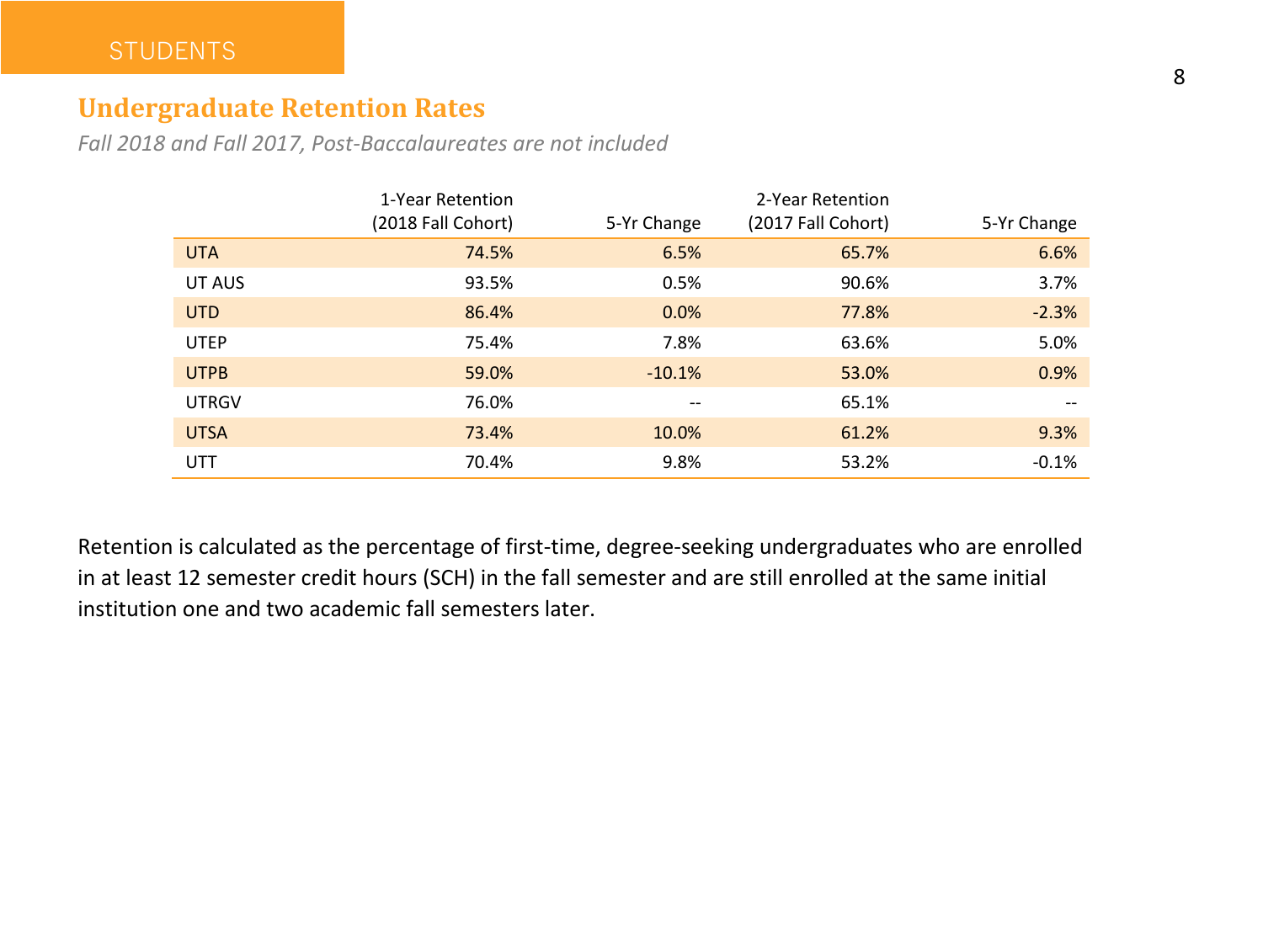STUDENTS

## Undergraduate Retention Rates

*Fall 2018 and Fall 2017, Post-Baccalaureates are not included*

| | 1-Year Retention (2018 Fall Cohort) | 5-Yr Change | 2-Year Retention (2017 Fall Cohort) | 5-Yr Change |
|---|---|---|---|---|
| UTA | 74.5% | 6.5% | 65.7% | 6.6% |
| UT AUS | 93.5% | 0.5% | 90.6% | 3.7% |
| UTD | 86.4% | 0.0% | 77.8% | -2.3% |
| UTEP | 75.4% | 7.8% | 63.6% | 5.0% |
| UTPB | 59.0% | -10.1% | 53.0% | 0.9% |
| UTRGV | 76.0% | -- | 65.1% | -- |
| UTSA | 73.4% | 10.0% | 61.2% | 9.3% |
| UTT | 70.4% | 9.8% | 53.2% | -0.1% |

Retention is calculated as the percentage of first-time, degree-seeking undergraduates who are enrolled in at least 12 semester credit hours (SCH) in the fall semester and are still enrolled at the same initial institution one and two academic fall semesters later.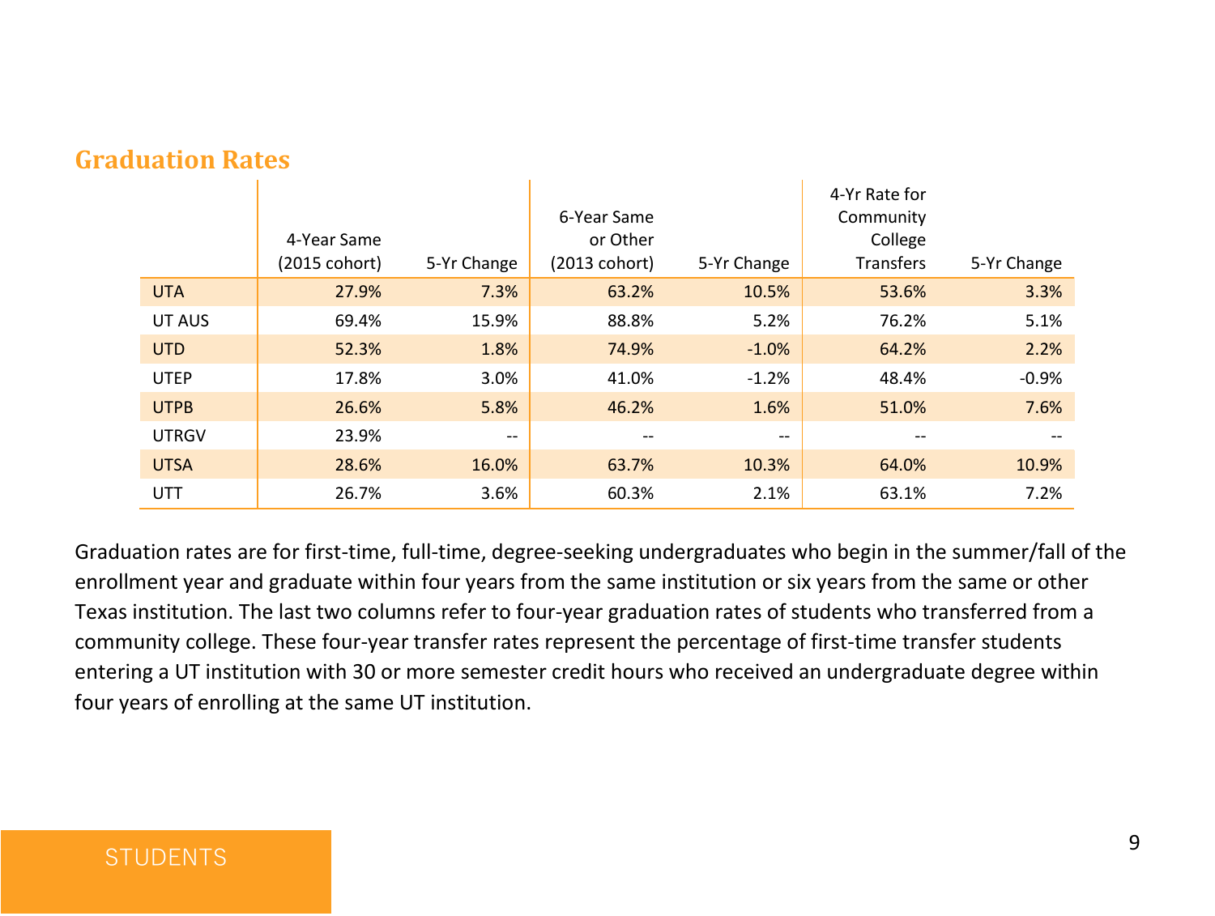## Graduation Rates

| | 4-Year Same (2015 cohort) | 5-Yr Change | 6-Year Same or Other (2013 cohort) | 5-Yr Change | 4-Yr Rate for Community College Transfers | 5-Yr Change |
|---|---|---|---|---|---|---|
| UTA | 27.9% | 7.3% | 63.2% | 10.5% | 53.6% | 3.3% |
| UT AUS | 69.4% | 15.9% | 88.8% | 5.2% | 76.2% | 5.1% |
| UTD | 52.3% | 1.8% | 74.9% | -1.0% | 64.2% | 2.2% |
| UTEP | 17.8% | 3.0% | 41.0% | -1.2% | 48.4% | -0.9% |
| UTPB | 26.6% | 5.8% | 46.2% | 1.6% | 51.0% | 7.6% |
| UTRGV | 23.9% | -- | -- | -- | -- | -- |
| UTSA | 28.6% | 16.0% | 63.7% | 10.3% | 64.0% | 10.9% |
| UTT | 26.7% | 3.6% | 60.3% | 2.1% | 63.1% | 7.2% |

Graduation rates are for first-time, full-time, degree-seeking undergraduates who begin in the summer/fall of the enrollment year and graduate within four years from the same institution or six years from the same or other Texas institution. The last two columns refer to four-year graduation rates of students who transferred from a community college. These four-year transfer rates represent the percentage of first-time transfer students entering a UT institution with 30 or more semester credit hours who received an undergraduate degree within four years of enrolling at the same UT institution.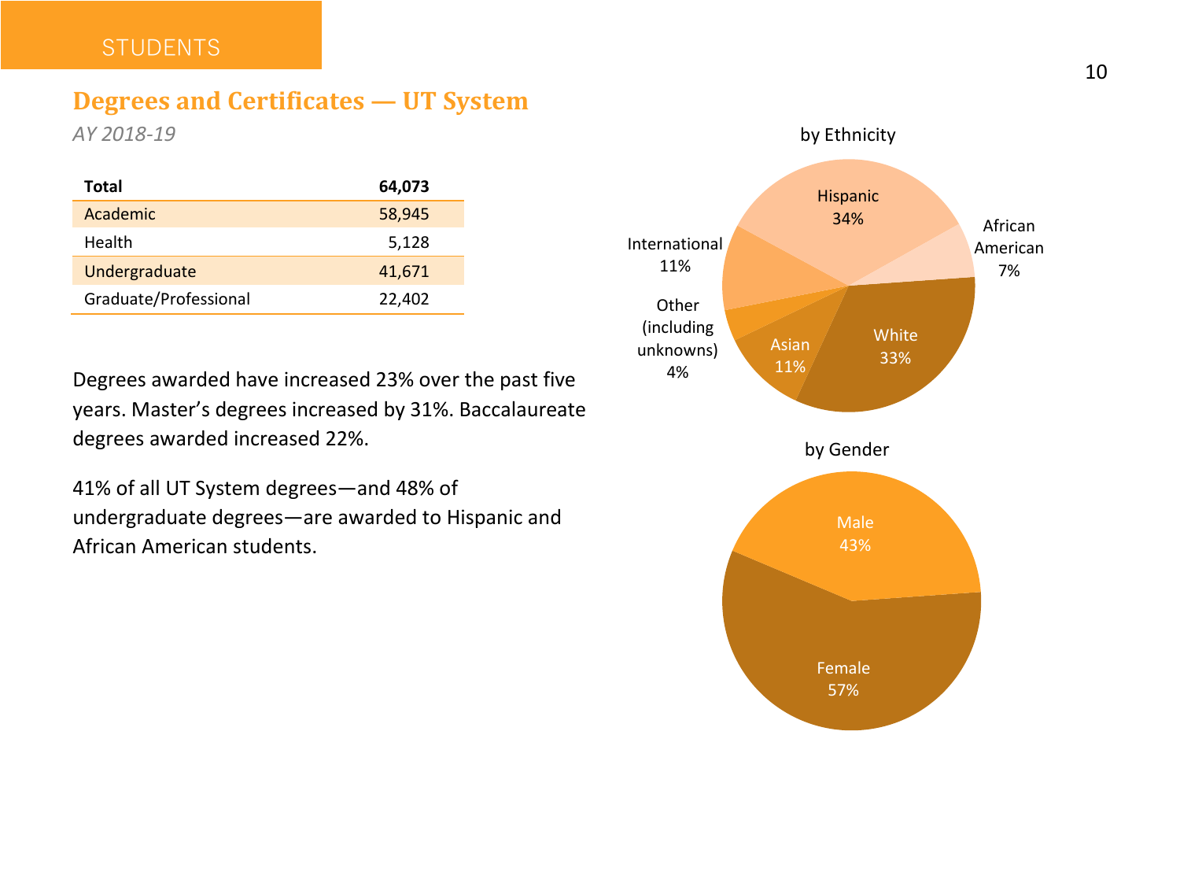STUDENTS

## Degrees and Certificates — UT System

*AY 2018-19*

| **Total** | **64,073** |
|---|---|
| Academic | 58,945 |
| Health | 5,128 |
| Undergraduate | 41,671 |
| Graduate/Professional | 22,402 |

Degrees awarded have increased 23% over the past five years. Master's degrees increased by 31%. Baccalaureate degrees awarded increased 22%.

41% of all UT System degrees—and 48% of undergraduate degrees—are awarded to Hispanic and African American students.

by Ethnicity

- Hispanic 34%
- African American 7%
- White 33%
- Asian 11%
- Other (including unknowns) 4%
- International 11%

by Gender

- Male 43%
- Female 57%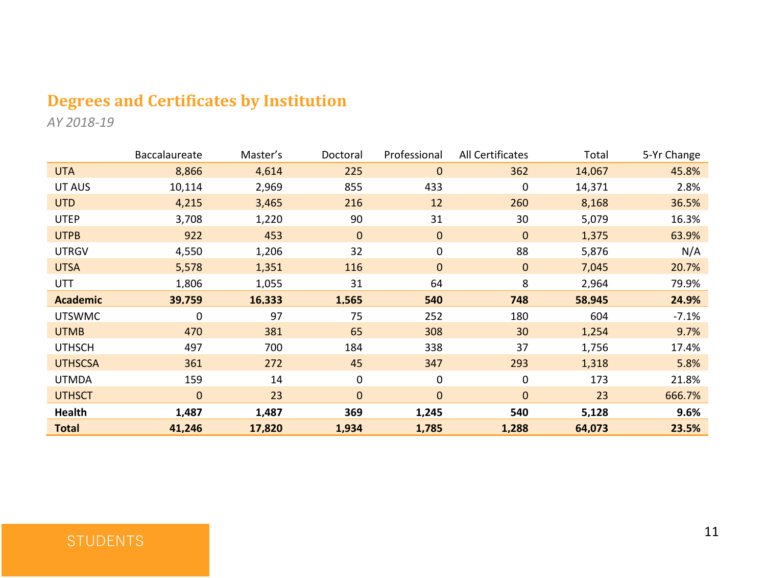## Degrees and Certificates by Institution

*AY 2018-19*

| | Baccalaureate | Master's | Doctoral | Professional | All Certificates | Total | 5-Yr Change |
|---|---|---|---|---|---|---|---|
| UTA | 8,866 | 4,614 | 225 | 0 | 362 | 14,067 | 45.8% |
| UT AUS | 10,114 | 2,969 | 855 | 433 | 0 | 14,371 | 2.8% |
| UTD | 4,215 | 3,465 | 216 | 12 | 260 | 8,168 | 36.5% |
| UTEP | 3,708 | 1,220 | 90 | 31 | 30 | 5,079 | 16.3% |
| UTPB | 922 | 453 | 0 | 0 | 0 | 1,375 | 63.9% |
| UTRGV | 4,550 | 1,206 | 32 | 0 | 88 | 5,876 | N/A |
| UTSA | 5,578 | 1,351 | 116 | 0 | 0 | 7,045 | 20.7% |
| UTT | 1,806 | 1,055 | 31 | 64 | 8 | 2,964 | 79.9% |
| **Academic** | **39,759** | **16,333** | **1,565** | **540** | **748** | **58,945** | **24.9%** |
| UTSWMC | 0 | 97 | 75 | 252 | 180 | 604 | -7.1% |
| UTMB | 470 | 381 | 65 | 308 | 30 | 1,254 | 9.7% |
| UTHSCH | 497 | 700 | 184 | 338 | 37 | 1,756 | 17.4% |
| UTHSCSA | 361 | 272 | 45 | 347 | 293 | 1,318 | 5.8% |
| UTMDA | 159 | 14 | 0 | 0 | 0 | 173 | 21.8% |
| UTHSCT | 0 | 23 | 0 | 0 | 0 | 23 | 666.7% |
| **Health** | **1,487** | **1,487** | **369** | **1,245** | **540** | **5,128** | **9.6%** |
| **Total** | **41,246** | **17,820** | **1,934** | **1,785** | **1,288** | **64,073** | **23.5%** |

STUDENTS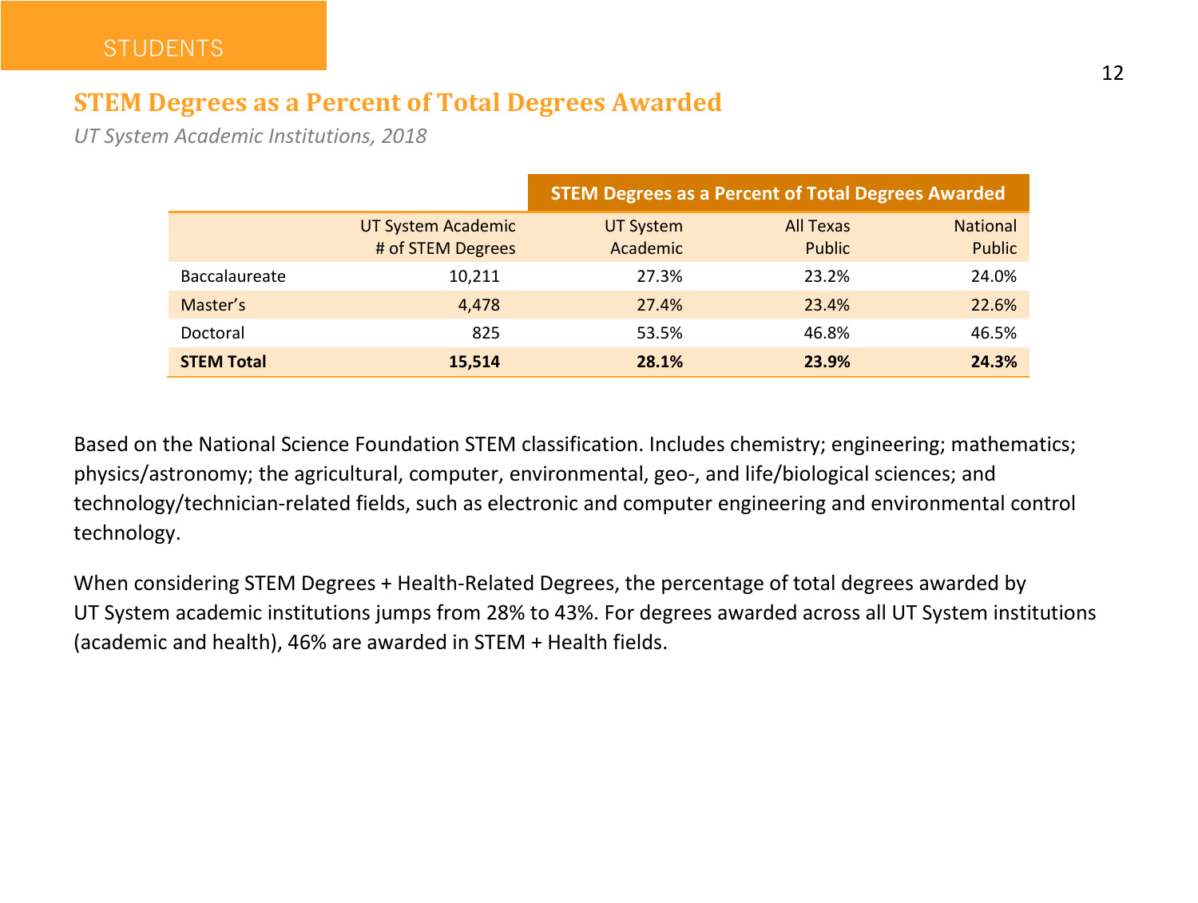STUDENTS

## STEM Degrees as a Percent of Total Degrees Awarded

*UT System Academic Institutions, 2018*

| | | STEM Degrees as a Percent of Total Degrees Awarded | | |
|---|---|---|---|---|
| | UT System Academic # of STEM Degrees | UT System Academic | All Texas Public | National Public |
| Baccalaureate | 10,211 | 27.3% | 23.2% | 24.0% |
| Master's | 4,478 | 27.4% | 23.4% | 22.6% |
| Doctoral | 825 | 53.5% | 46.8% | 46.5% |
| **STEM Total** | **15,514** | **28.1%** | **23.9%** | **24.3%** |

Based on the National Science Foundation STEM classification. Includes chemistry; engineering; mathematics; physics/astronomy; the agricultural, computer, environmental, geo-, and life/biological sciences; and technology/technician-related fields, such as electronic and computer engineering and environmental control technology.

When considering STEM Degrees + Health-Related Degrees, the percentage of total degrees awarded by UT System academic institutions jumps from 28% to 43%. For degrees awarded across all UT System institutions (academic and health), 46% are awarded in STEM + Health fields.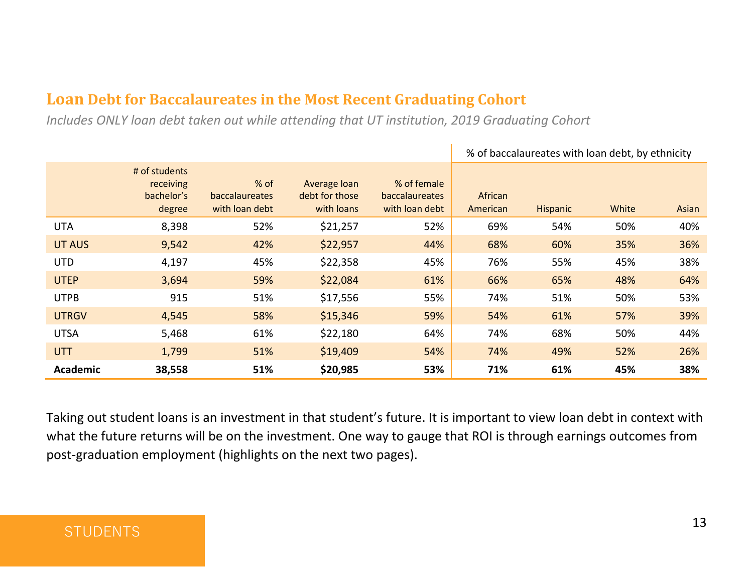## Loan Debt for Baccalaureates in the Most Recent Graduating Cohort

*Includes ONLY loan debt taken out while attending that UT institution, 2019 Graduating Cohort*

| | | | | | % of baccalaureates with loan debt, by ethnicity | | | |
|---|---|---|---|---|---|---|---|---|
| | # of students receiving bachelor's degree | % of baccalaureates with loan debt | Average loan debt for those with loans | % of female baccalaureates with loan debt | African American | Hispanic | White | Asian |
| UTA | 8,398 | 52% | $21,257 | 52% | 69% | 54% | 50% | 40% |
| UT AUS | 9,542 | 42% | $22,957 | 44% | 68% | 60% | 35% | 36% |
| UTD | 4,197 | 45% | $22,358 | 45% | 76% | 55% | 45% | 38% |
| UTEP | 3,694 | 59% | $22,084 | 61% | 66% | 65% | 48% | 64% |
| UTPB | 915 | 51% | $17,556 | 55% | 74% | 51% | 50% | 53% |
| UTRGV | 4,545 | 58% | $15,346 | 59% | 54% | 61% | 57% | 39% |
| UTSA | 5,468 | 61% | $22,180 | 64% | 74% | 68% | 50% | 44% |
| UTT | 1,799 | 51% | $19,409 | 54% | 74% | 49% | 52% | 26% |
| **Academic** | **38,558** | **51%** | **$20,985** | **53%** | **71%** | **61%** | **45%** | **38%** |

Taking out student loans is an investment in that student's future. It is important to view loan debt in context with what the future returns will be on the investment. One way to gauge that ROI is through earnings outcomes from post-graduation employment (highlights on the next two pages).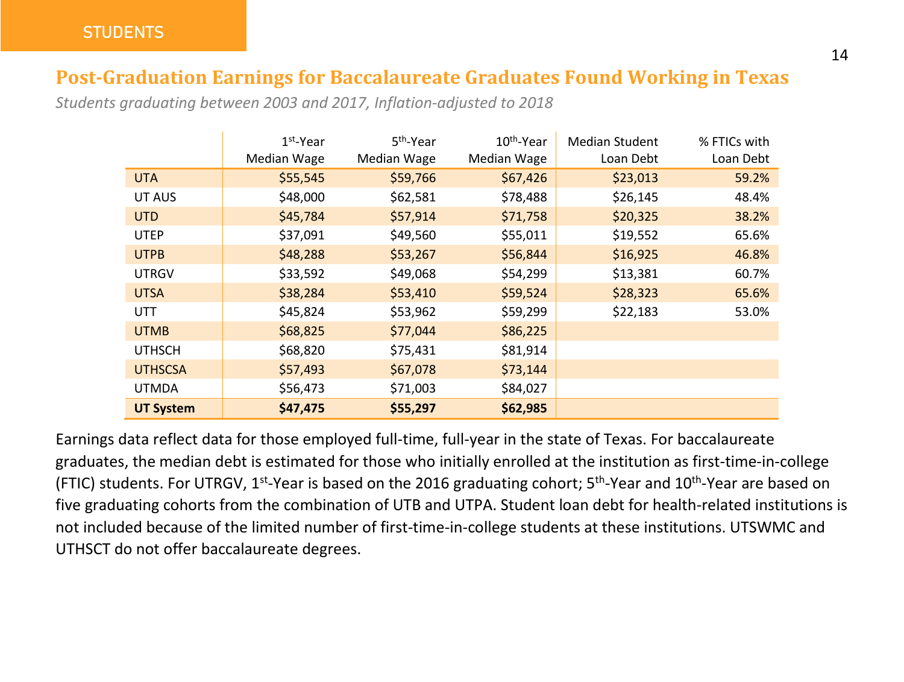STUDENTS

## Post-Graduation Earnings for Baccalaureate Graduates Found Working in Texas

*Students graduating between 2003 and 2017, Inflation-adjusted to 2018*

| | 1st-Year Median Wage | 5th-Year Median Wage | 10th-Year Median Wage | Median Student Loan Debt | % FTICs with Loan Debt |
|---|---|---|---|---|---|
| UTA | $55,545 | $59,766 | $67,426 | $23,013 | 59.2% |
| UT AUS | $48,000 | $62,581 | $78,488 | $26,145 | 48.4% |
| UTD | $45,784 | $57,914 | $71,758 | $20,325 | 38.2% |
| UTEP | $37,091 | $49,560 | $55,011 | $19,552 | 65.6% |
| UTPB | $48,288 | $53,267 | $56,844 | $16,925 | 46.8% |
| UTRGV | $33,592 | $49,068 | $54,299 | $13,381 | 60.7% |
| UTSA | $38,284 | $53,410 | $59,524 | $28,323 | 65.6% |
| UTT | $45,824 | $53,962 | $59,299 | $22,183 | 53.0% |
| UTMB | $68,825 | $77,044 | $86,225 | | |
| UTHSCH | $68,820 | $75,431 | $81,914 | | |
| UTHSCSA | $57,493 | $67,078 | $73,144 | | |
| UTMDA | $56,473 | $71,003 | $84,027 | | |
| **UT System** | **$47,475** | **$55,297** | **$62,985** | | |

Earnings data reflect data for those employed full-time, full-year in the state of Texas. For baccalaureate graduates, the median debt is estimated for those who initially enrolled at the institution as first-time-in-college (FTIC) students. For UTRGV, 1st-Year is based on the 2016 graduating cohort; 5th-Year and 10th-Year are based on five graduating cohorts from the combination of UTB and UTPA. Student loan debt for health-related institutions is not included because of the limited number of first-time-in-college students at these institutions. UTSWMC and UTHSCT do not offer baccalaureate degrees.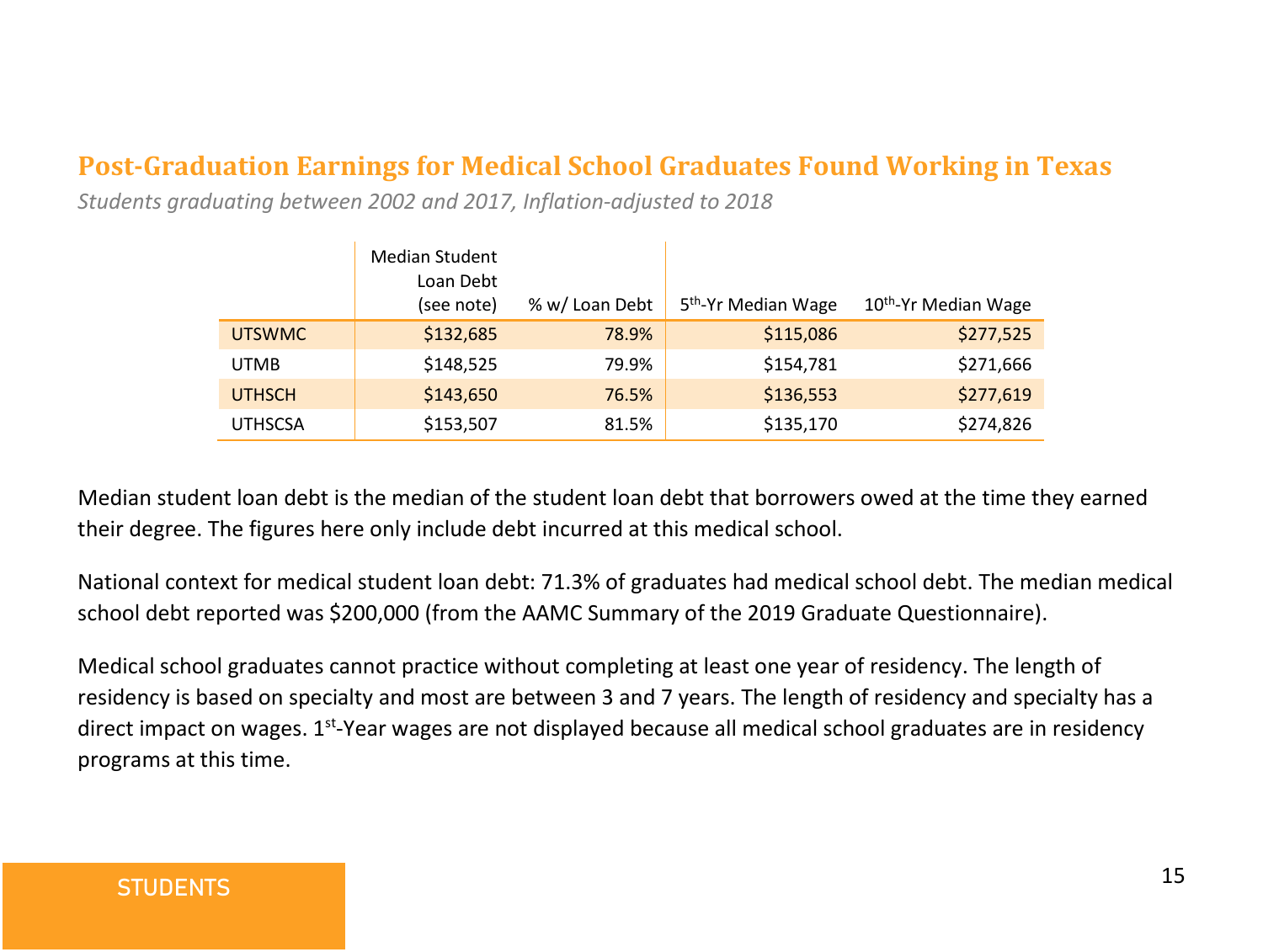## Post-Graduation Earnings for Medical School Graduates Found Working in Texas

*Students graduating between 2002 and 2017, Inflation-adjusted to 2018*

| | Median Student Loan Debt (see note) | % w/ Loan Debt | 5th-Yr Median Wage | 10th-Yr Median Wage |
|---|---|---|---|---|
| UTSWMC | $132,685 | 78.9% | $115,086 | $277,525 |
| UTMB | $148,525 | 79.9% | $154,781 | $271,666 |
| UTHSCH | $143,650 | 76.5% | $136,553 | $277,619 |
| UTHSCSA | $153,507 | 81.5% | $135,170 | $274,826 |

Median student loan debt is the median of the student loan debt that borrowers owed at the time they earned their degree. The figures here only include debt incurred at this medical school.

National context for medical student loan debt: 71.3% of graduates had medical school debt. The median medical school debt reported was $200,000 (from the AAMC Summary of the 2019 Graduate Questionnaire).

Medical school graduates cannot practice without completing at least one year of residency. The length of residency is based on specialty and most are between 3 and 7 years. The length of residency and specialty has a direct impact on wages. 1st-Year wages are not displayed because all medical school graduates are in residency programs at this time.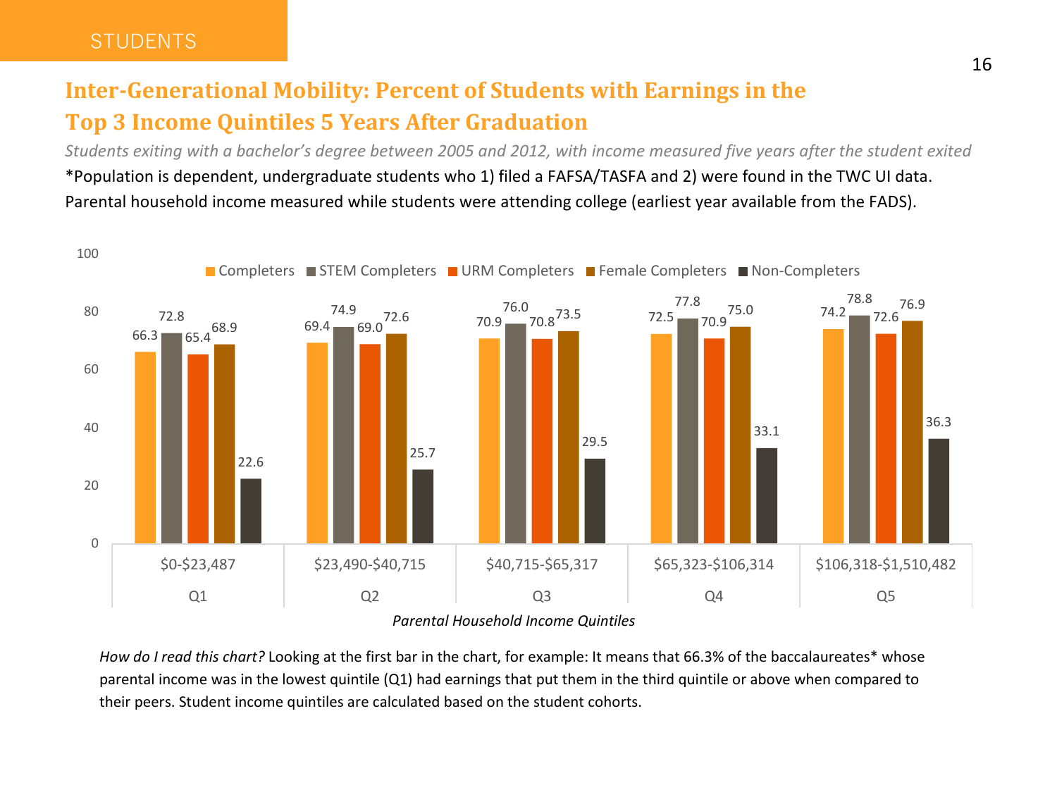STUDENTS

## Inter-Generational Mobility: Percent of Students with Earnings in the Top 3 Income Quintiles 5 Years After Graduation

*Students exiting with a bachelor's degree between 2005 and 2012, with income measured five years after the student exited*

*Population is dependent, undergraduate students who 1) filed a FAFSA/TASFA and 2) were found in the TWC UI data. Parental household income measured while students were attending college (earliest year available from the FADS).

| Parental Household Income Quintiles | Completers | STEM Completers | URM Completers | Female Completers | Non-Completers |
|---|---|---|---|---|---|
| Q1 ($0-$23,487) | 66.3 | 72.8 | 65.4 | 68.9 | 22.6 |
| Q2 ($23,490-$40,715) | 69.4 | 74.9 | 69.0 | 72.6 | 25.7 |
| Q3 ($40,715-$65,317) | 70.9 | 76.0 | 70.8 | 73.5 | 29.5 |
| Q4 ($65,323-$106,314) | 72.5 | 77.8 | 70.9 | 75.0 | 33.1 |
| Q5 ($106,318-$1,510,482) | 74.2 | 78.8 | 72.6 | 76.9 | 36.3 |

*How do I read this chart?* Looking at the first bar in the chart, for example: It means that 66.3% of the baccalaureates* whose parental income was in the lowest quintile (Q1) had earnings that put them in the third quintile or above when compared to their peers. Student income quintiles are calculated based on the student cohorts.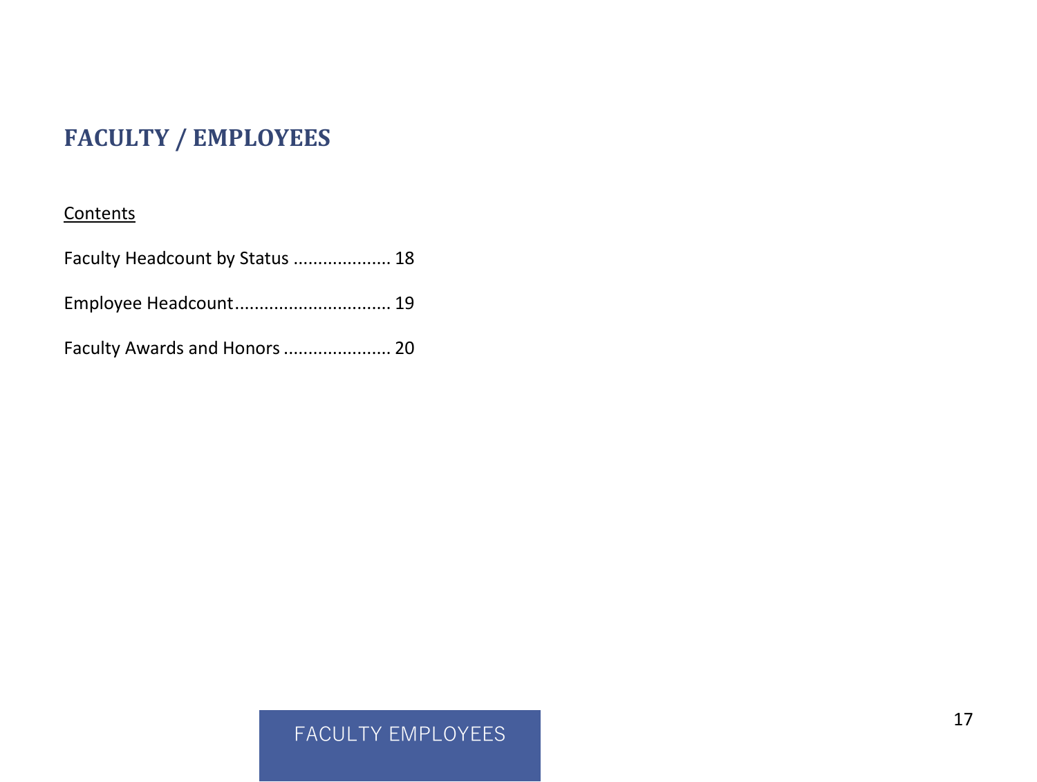# FACULTY / EMPLOYEES

Contents

Faculty Headcount by Status .................... 18

Employee Headcount............................... 19

Faculty Awards and Honors ..................... 20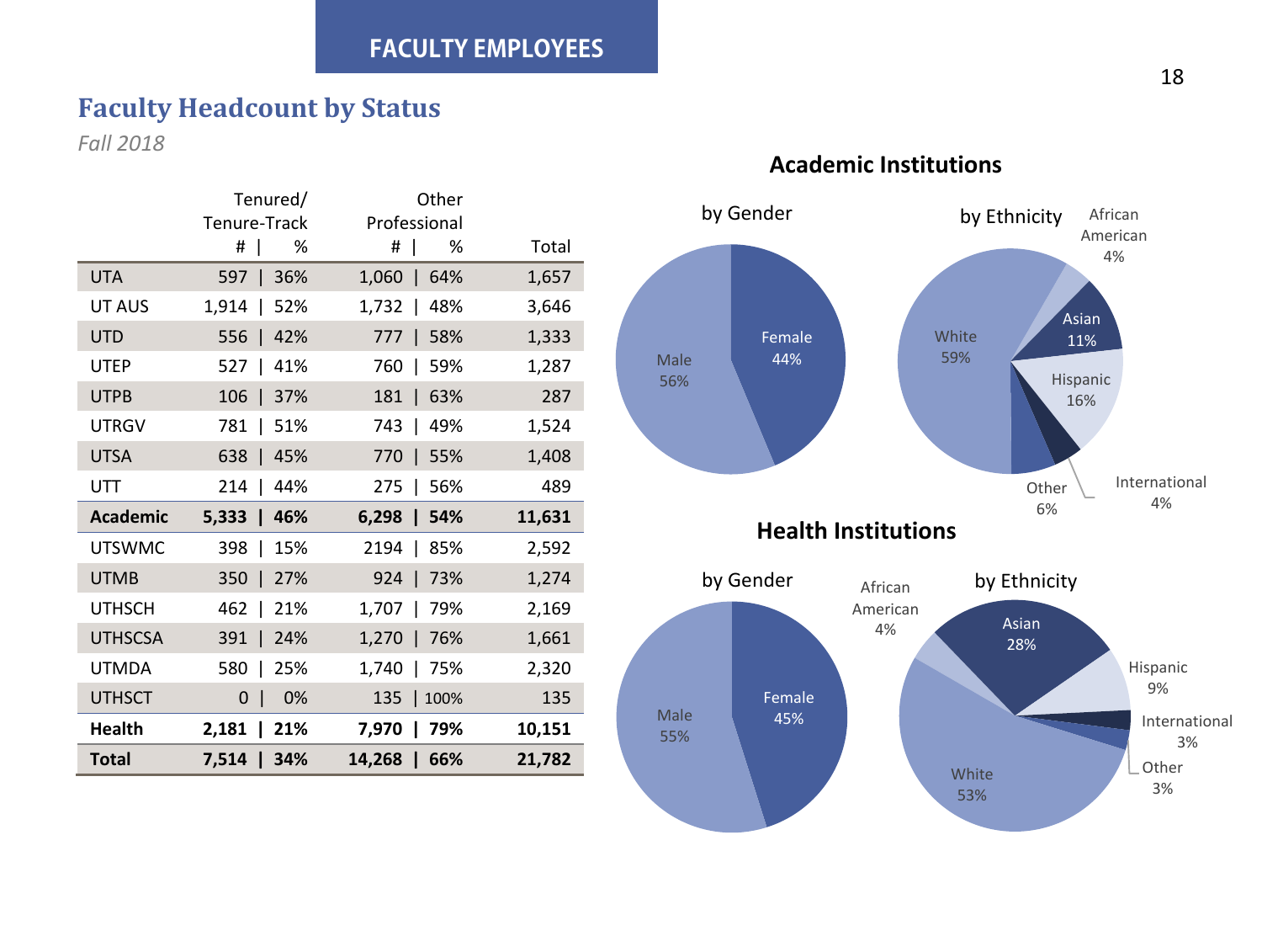# FACULTY EMPLOYEES

## Faculty Headcount by Status

*Fall 2018*

| | Tenured/ Tenure-Track # \| % | Other Professional # \| % | Total |
|---|---|---|---|
| UTA | 597 \| 36% | 1,060 \| 64% | 1,657 |
| UT AUS | 1,914 \| 52% | 1,732 \| 48% | 3,646 |
| UTD | 556 \| 42% | 777 \| 58% | 1,333 |
| UTEP | 527 \| 41% | 760 \| 59% | 1,287 |
| UTPB | 106 \| 37% | 181 \| 63% | 287 |
| UTRGV | 781 \| 51% | 743 \| 49% | 1,524 |
| UTSA | 638 \| 45% | 770 \| 55% | 1,408 |
| UTT | 214 \| 44% | 275 \| 56% | 489 |
| **Academic** | **5,333 \| 46%** | **6,298 \| 54%** | **11,631** |
| UTSWMC | 398 \| 15% | 2194 \| 85% | 2,592 |
| UTMB | 350 \| 27% | 924 \| 73% | 1,274 |
| UTHSCH | 462 \| 21% | 1,707 \| 79% | 2,169 |
| UTHSCSA | 391 \| 24% | 1,270 \| 76% | 1,661 |
| UTMDA | 580 \| 25% | 1,740 \| 75% | 2,320 |
| UTHSCT | 0 \| 0% | 135 \| 100% | 135 |
| **Health** | **2,181 \| 21%** | **7,970 \| 79%** | **10,151** |
| **Total** | **7,514 \| 34%** | **14,268 \| 66%** | **21,782** |

### Academic Institutions

**by Gender**

- Male 56%
- Female 44%

**by Ethnicity**

- White 59%
- African American 4%
- Asian 11%
- Hispanic 16%
- International 4%
- Other 6%

### Health Institutions

**by Gender**

- Male 55%
- Female 45%

**by Ethnicity**

- White 53%
- African American 4%
- Asian 28%
- Hispanic 9%
- International 3%
- Other 3%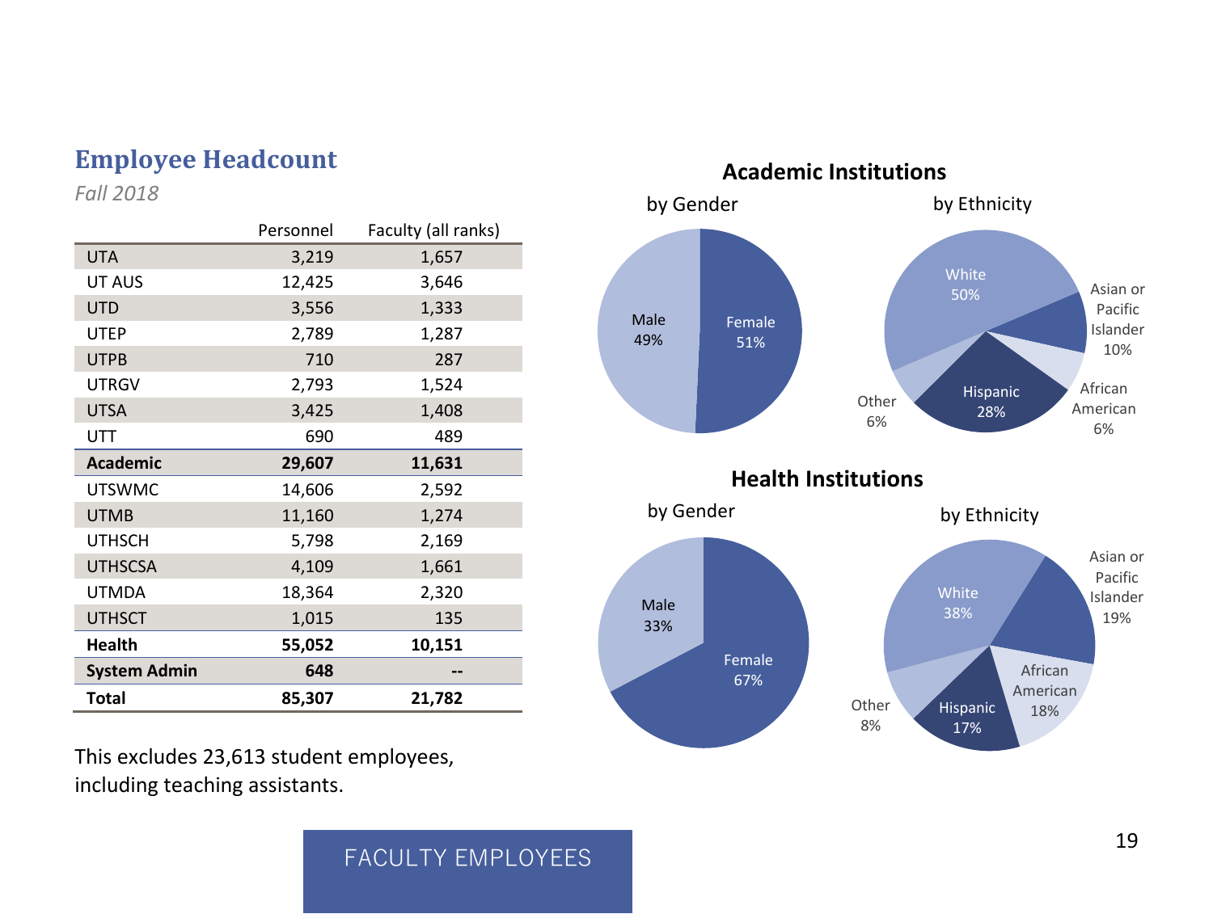## Employee Headcount

*Fall 2018*

| | Personnel | Faculty (all ranks) |
|---|---|---|
| UTA | 3,219 | 1,657 |
| UT AUS | 12,425 | 3,646 |
| UTD | 3,556 | 1,333 |
| UTEP | 2,789 | 1,287 |
| UTPB | 710 | 287 |
| UTRGV | 2,793 | 1,524 |
| UTSA | 3,425 | 1,408 |
| UTT | 690 | 489 |
| **Academic** | **29,607** | **11,631** |
| UTSWMC | 14,606 | 2,592 |
| UTMB | 11,160 | 1,274 |
| UTHSCH | 5,798 | 2,169 |
| UTHSCSA | 4,109 | 1,661 |
| UTMDA | 18,364 | 2,320 |
| UTHSCT | 1,015 | 135 |
| **Health** | **55,052** | **10,151** |
| **System Admin** | **648** | **--** |
| **Total** | **85,307** | **21,782** |

This excludes 23,613 student employees, including teaching assistants.

### Academic Institutions

**by Gender**

- Male 49%
- Female 51%

**by Ethnicity**

- White 50%
- Asian or Pacific Islander 10%
- African American 6%
- Hispanic 28%
- Other 6%

### Health Institutions

**by Gender**

- Male 33%
- Female 67%

**by Ethnicity**

- White 38%
- Asian or Pacific Islander 19%
- African American 18%
- Hispanic 17%
- Other 8%

FACULTY EMPLOYEES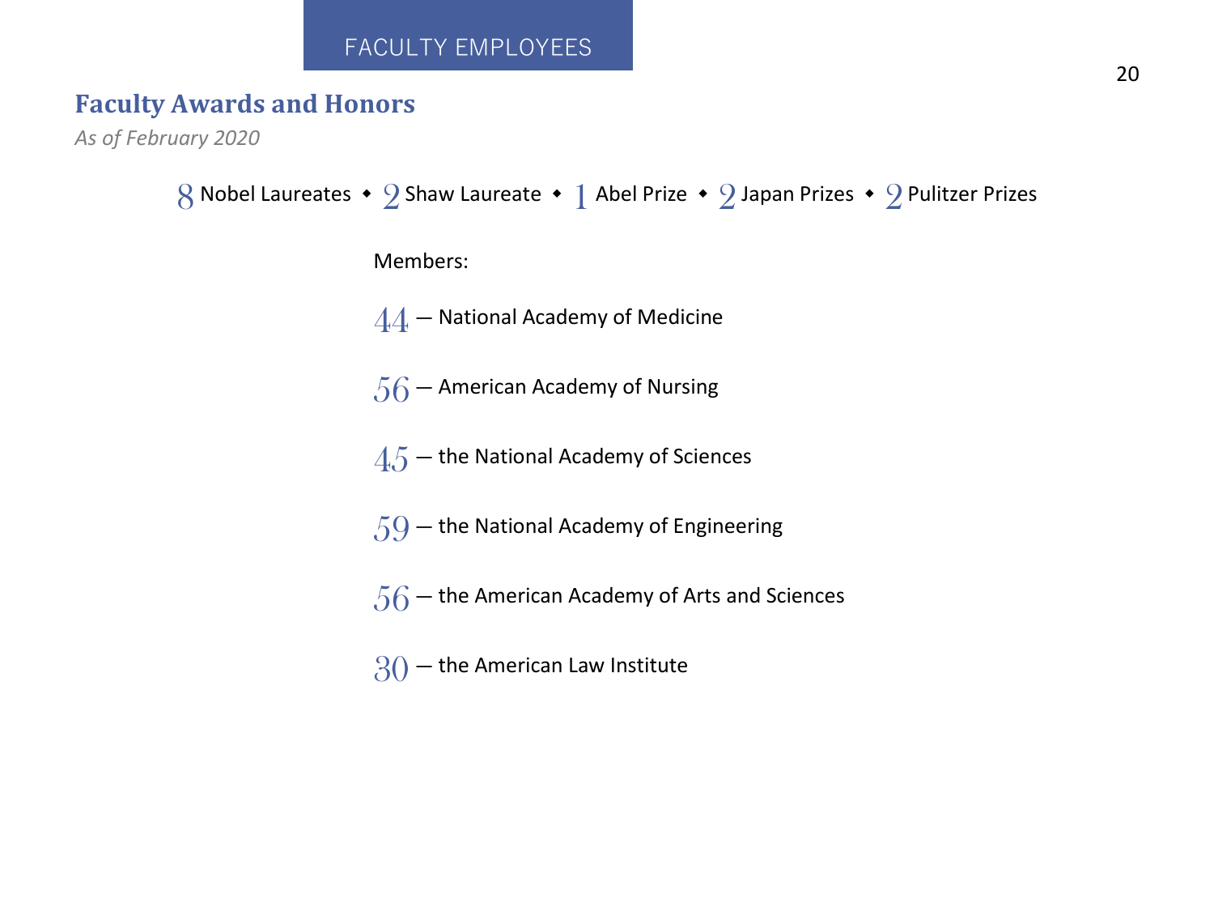FACULTY EMPLOYEES

## Faculty Awards and Honors

*As of February 2020*

8 Nobel Laureates ◆ 2 Shaw Laureate ◆ 1 Abel Prize ◆ 2 Japan Prizes ◆ 2 Pulitzer Prizes

Members:

44 — National Academy of Medicine

56 — American Academy of Nursing

45 — the National Academy of Sciences

59 — the National Academy of Engineering

56 — the American Academy of Arts and Sciences

30 — the American Law Institute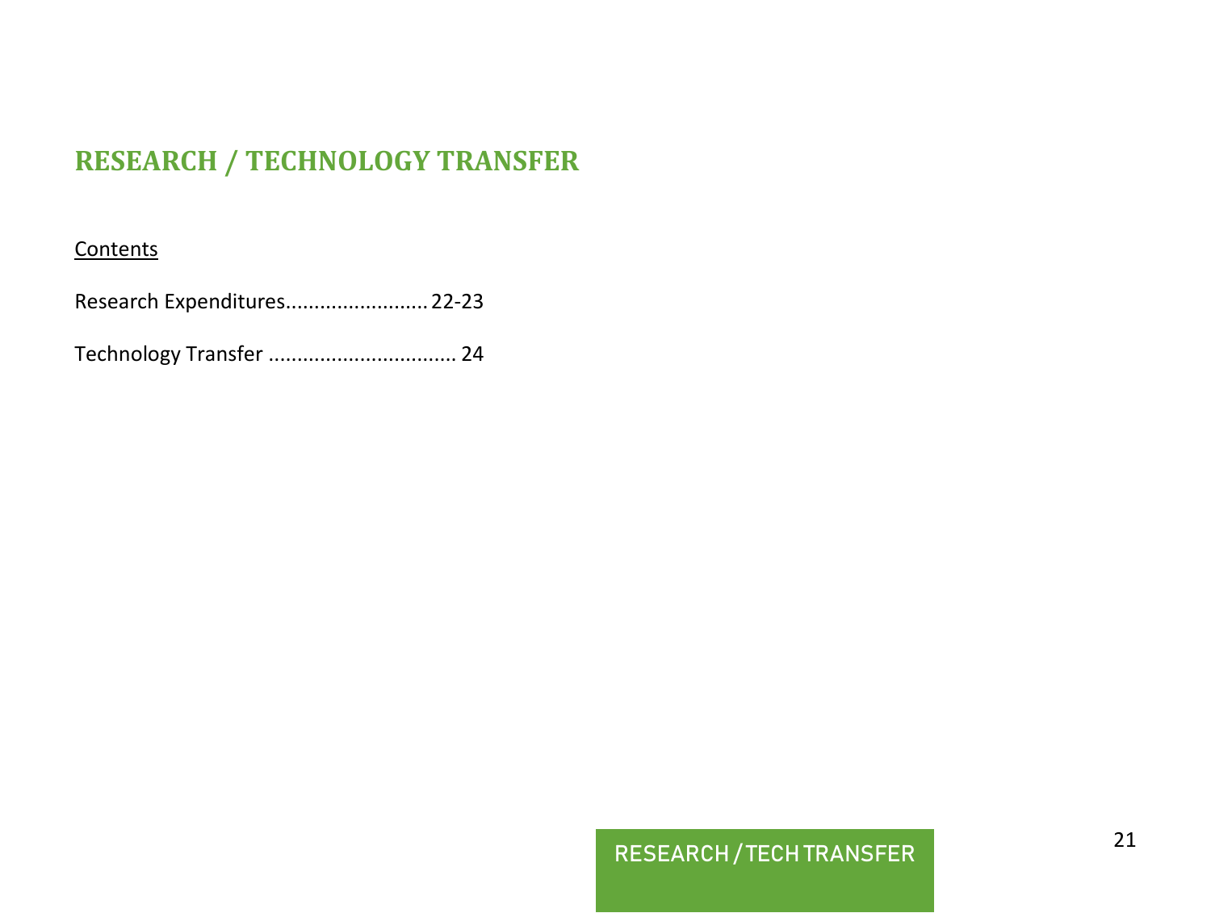# RESEARCH / TECHNOLOGY TRANSFER

<u>Contents</u>

Research Expenditures........................22-23

Technology Transfer ................................ 24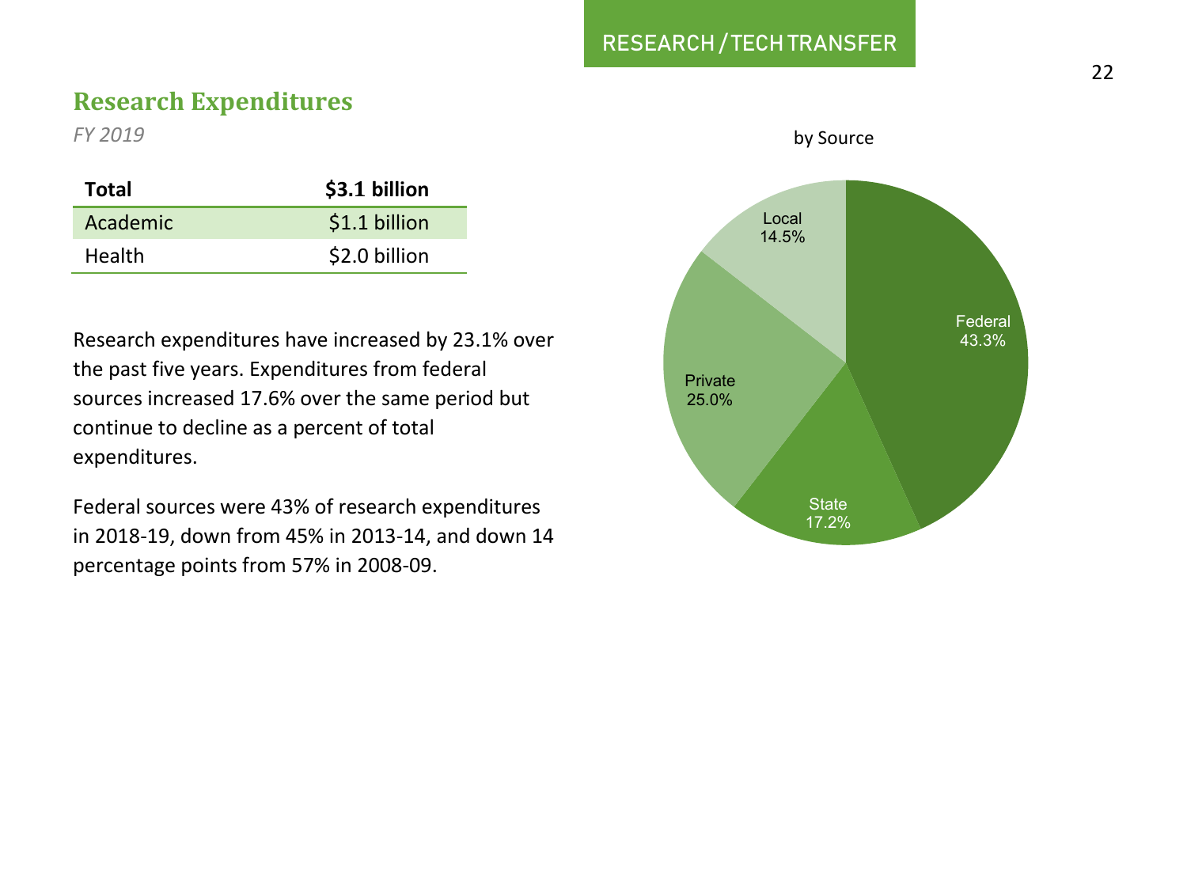## Research Expenditures

*FY 2019*

| Total | $3.1 billion |
|---|---|
| Academic | $1.1 billion |
| Health | $2.0 billion |

Research expenditures have increased by 23.1% over the past five years. Expenditures from federal sources increased 17.6% over the same period but continue to decline as a percent of total expenditures.

Federal sources were 43% of research expenditures in 2018-19, down from 45% in 2013-14, and down 14 percentage points from 57% in 2008-09.

by Source

| Source | Percent |
|---|---|
| Federal | 43.3% |
| State | 17.2% |
| Private | 25.0% |
| Local | 14.5% |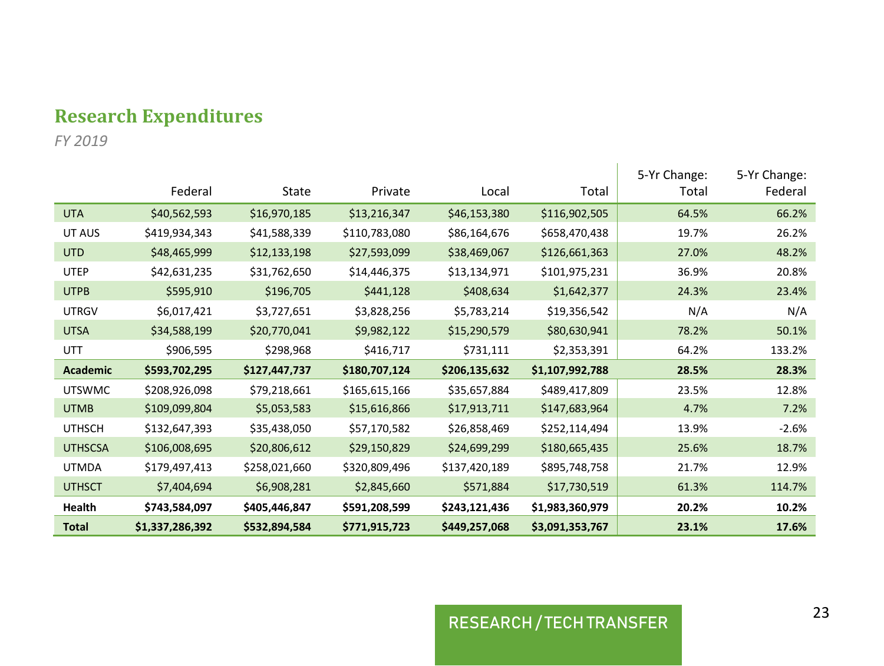## Research Expenditures

*FY 2019*

| | Federal | State | Private | Local | Total | 5-Yr Change: Total | 5-Yr Change: Federal |
|---|---|---|---|---|---|---|---|
| UTA | $40,562,593 | $16,970,185 | $13,216,347 | $46,153,380 | $116,902,505 | 64.5% | 66.2% |
| UT AUS | $419,934,343 | $41,588,339 | $110,783,080 | $86,164,676 | $658,470,438 | 19.7% | 26.2% |
| UTD | $48,465,999 | $12,133,198 | $27,593,099 | $38,469,067 | $126,661,363 | 27.0% | 48.2% |
| UTEP | $42,631,235 | $31,762,650 | $14,446,375 | $13,134,971 | $101,975,231 | 36.9% | 20.8% |
| UTPB | $595,910 | $196,705 | $441,128 | $408,634 | $1,642,377 | 24.3% | 23.4% |
| UTRGV | $6,017,421 | $3,727,651 | $3,828,256 | $5,783,214 | $19,356,542 | N/A | N/A |
| UTSA | $34,588,199 | $20,770,041 | $9,982,122 | $15,290,579 | $80,630,941 | 78.2% | 50.1% |
| UTT | $906,595 | $298,968 | $416,717 | $731,111 | $2,353,391 | 64.2% | 133.2% |
| **Academic** | **$593,702,295** | **$127,447,737** | **$180,707,124** | **$206,135,632** | **$1,107,992,788** | **28.5%** | **28.3%** |
| UTSWMC | $208,926,098 | $79,218,661 | $165,615,166 | $35,657,884 | $489,417,809 | 23.5% | 12.8% |
| UTMB | $109,099,804 | $5,053,583 | $15,616,866 | $17,913,711 | $147,683,964 | 4.7% | 7.2% |
| UTHSCH | $132,647,393 | $35,438,050 | $57,170,582 | $26,858,469 | $252,114,494 | 13.9% | -2.6% |
| UTHSCSA | $106,008,695 | $20,806,612 | $29,150,829 | $24,699,299 | $180,665,435 | 25.6% | 18.7% |
| UTMDA | $179,497,413 | $258,021,660 | $320,809,496 | $137,420,189 | $895,748,758 | 21.7% | 12.9% |
| UTHSCT | $7,404,694 | $6,908,281 | $2,845,660 | $571,884 | $17,730,519 | 61.3% | 114.7% |
| **Health** | **$743,584,097** | **$405,446,847** | **$591,208,599** | **$243,121,436** | **$1,983,360,979** | **20.2%** | **10.2%** |
| **Total** | **$1,337,286,392** | **$532,894,584** | **$771,915,723** | **$449,257,068** | **$3,091,353,767** | **23.1%** | **17.6%** |

RESEARCH / TECH TRANSFER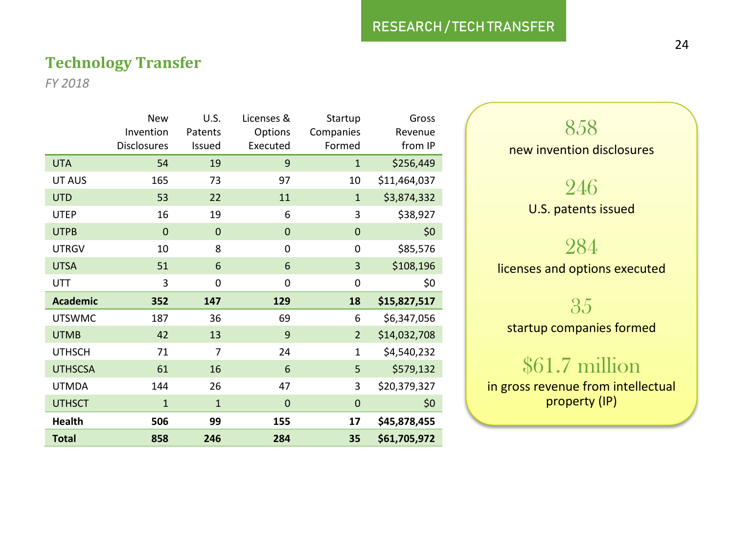## Technology Transfer

*FY 2018*

| | New Invention Disclosures | U.S. Patents Issued | Licenses & Options Executed | Startup Companies Formed | Gross Revenue from IP |
|---|---|---|---|---|---|
| UTA | 54 | 19 | 9 | 1 | $256,449 |
| UT AUS | 165 | 73 | 97 | 10 | $11,464,037 |
| UTD | 53 | 22 | 11 | 1 | $3,874,332 |
| UTEP | 16 | 19 | 6 | 3 | $38,927 |
| UTPB | 0 | 0 | 0 | 0 | $0 |
| UTRGV | 10 | 8 | 0 | 0 | $85,576 |
| UTSA | 51 | 6 | 6 | 3 | $108,196 |
| UTT | 3 | 0 | 0 | 0 | $0 |
| **Academic** | **352** | **147** | **129** | **18** | **$15,827,517** |
| UTSWMC | 187 | 36 | 69 | 6 | $6,347,056 |
| UTMB | 42 | 13 | 9 | 2 | $14,032,708 |
| UTHSCH | 71 | 7 | 24 | 1 | $4,540,232 |
| UTHSCSA | 61 | 16 | 6 | 5 | $579,132 |
| UTMDA | 144 | 26 | 47 | 3 | $20,379,327 |
| UTHSCT | 1 | 1 | 0 | 0 | $0 |
| **Health** | **506** | **99** | **155** | **17** | **$45,878,455** |
| **Total** | **858** | **246** | **284** | **35** | **$61,705,972** |

858
new invention disclosures

246
U.S. patents issued

284
licenses and options executed

35
startup companies formed

$61.7 million
in gross revenue from intellectual property (IP)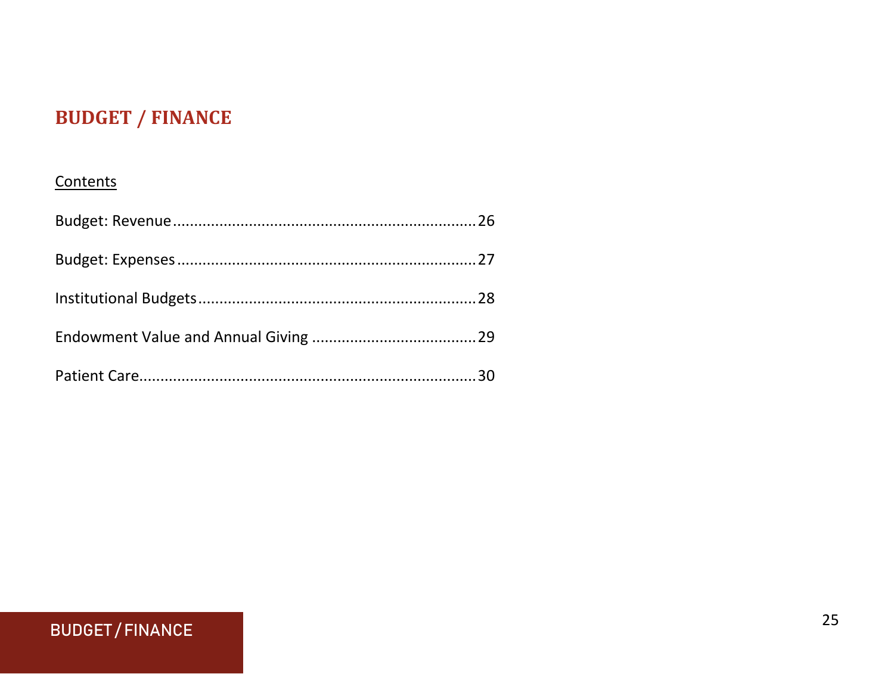# BUDGET / FINANCE

Contents

Budget: Revenue........................................................................26

Budget: Expenses.......................................................................27

Institutional Budgets...................................................................28

Endowment Value and Annual Giving .......................................29

Patient Care...............................................................................30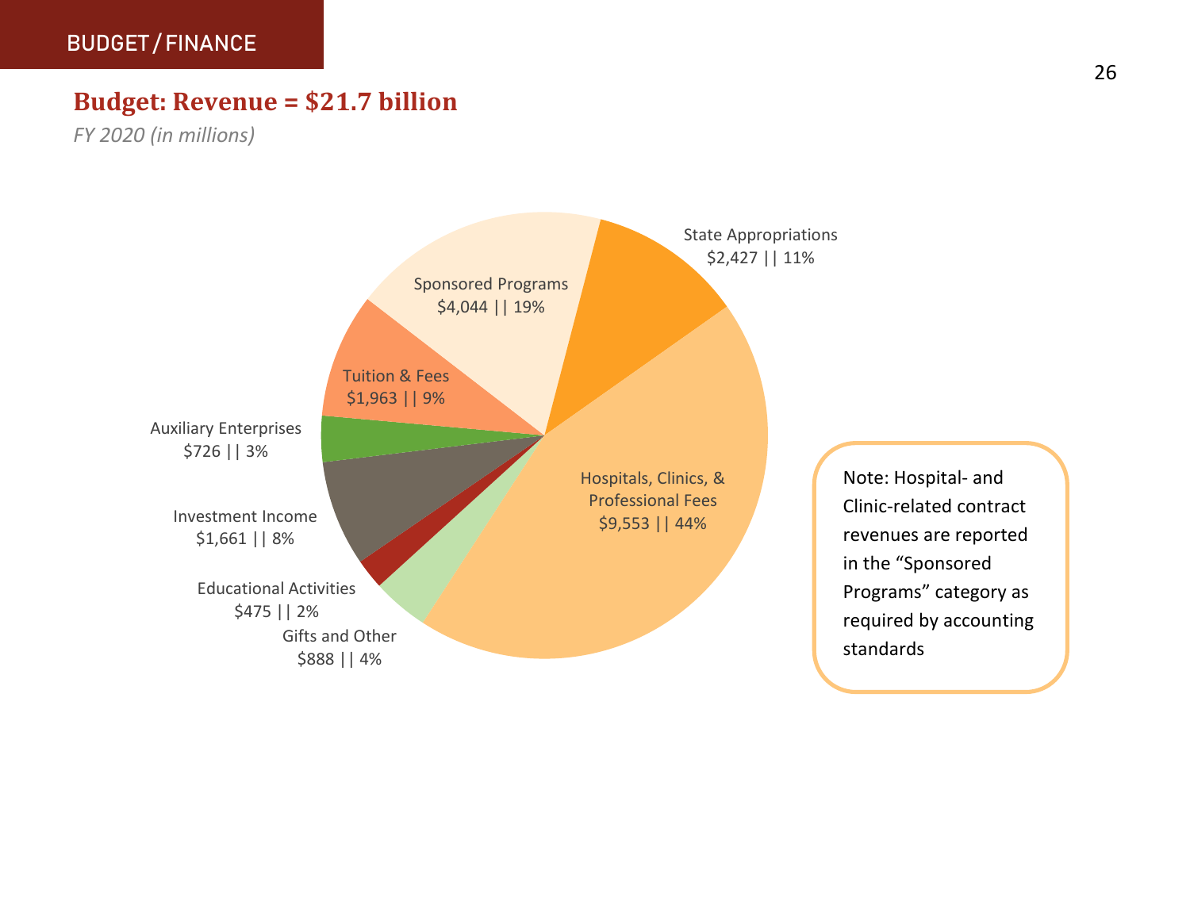BUDGET / FINANCE

## Budget: Revenue = $21.7 billion

*FY 2020 (in millions)*

State Appropriations
$2,427 || 11%

Sponsored Programs
$4,044 || 19%

Tuition & Fees
$1,963 || 9%

Auxiliary Enterprises
$726 || 3%

Hospitals, Clinics, & Professional Fees
$9,553 || 44%

Investment Income
$1,661 || 8%

Educational Activities
$475 || 2%

Gifts and Other
$888 || 4%

Note: Hospital- and Clinic-related contract revenues are reported in the “Sponsored Programs” category as required by accounting standards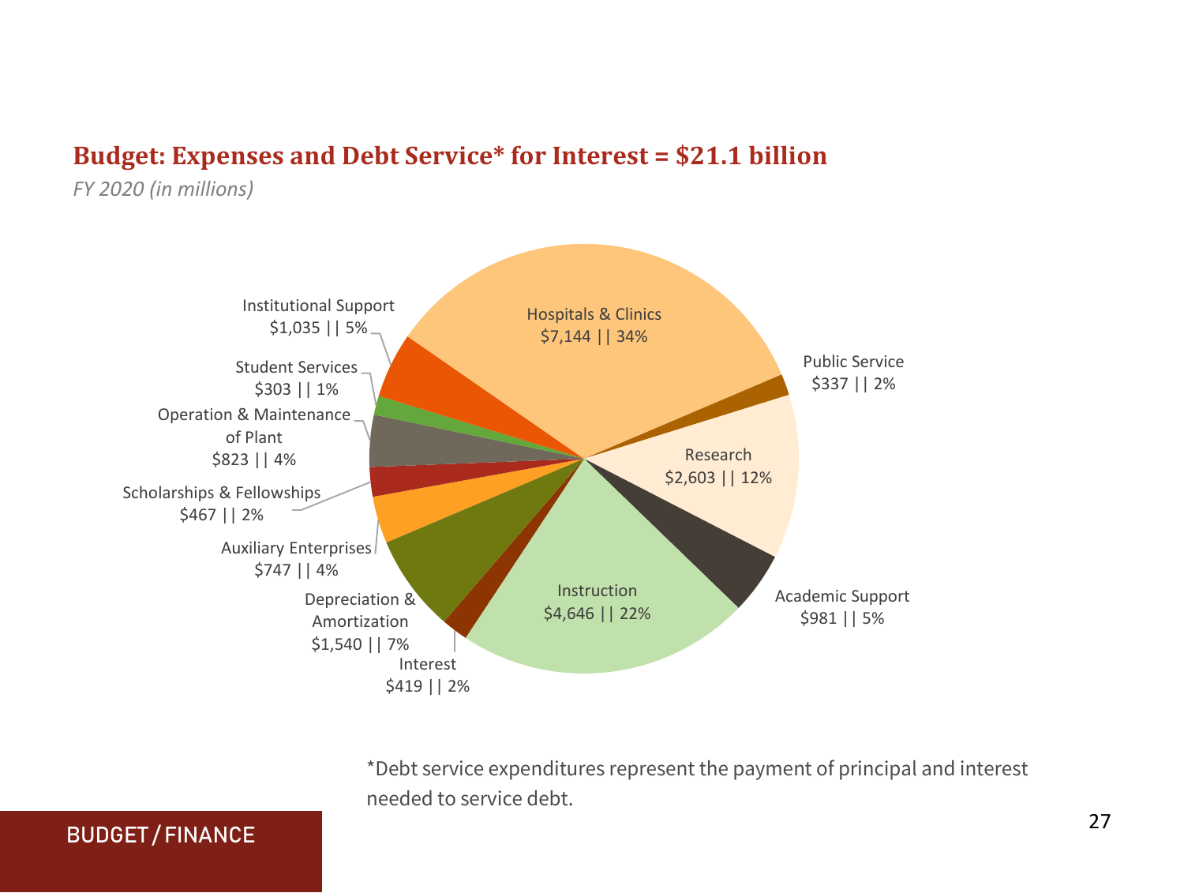## Budget: Expenses and Debt Service* for Interest = $21.1 billion

*FY 2020 (in millions)*

| Category | Amount | Percent |
| --- | --- | --- |
| Hospitals & Clinics | $7,144 | 34% |
| Public Service | $337 | 2% |
| Research | $2,603 | 12% |
| Academic Support | $981 | 5% |
| Instruction | $4,646 | 22% |
| Interest | $419 | 2% |
| Depreciation & Amortization | $1,540 | 7% |
| Auxiliary Enterprises | $747 | 4% |
| Scholarships & Fellowships | $467 | 2% |
| Operation & Maintenance of Plant | $823 | 4% |
| Student Services | $303 | 1% |
| Institutional Support | $1,035 | 5% |

*Debt service expenditures represent the payment of principal and interest needed to service debt.

BUDGET / FINANCE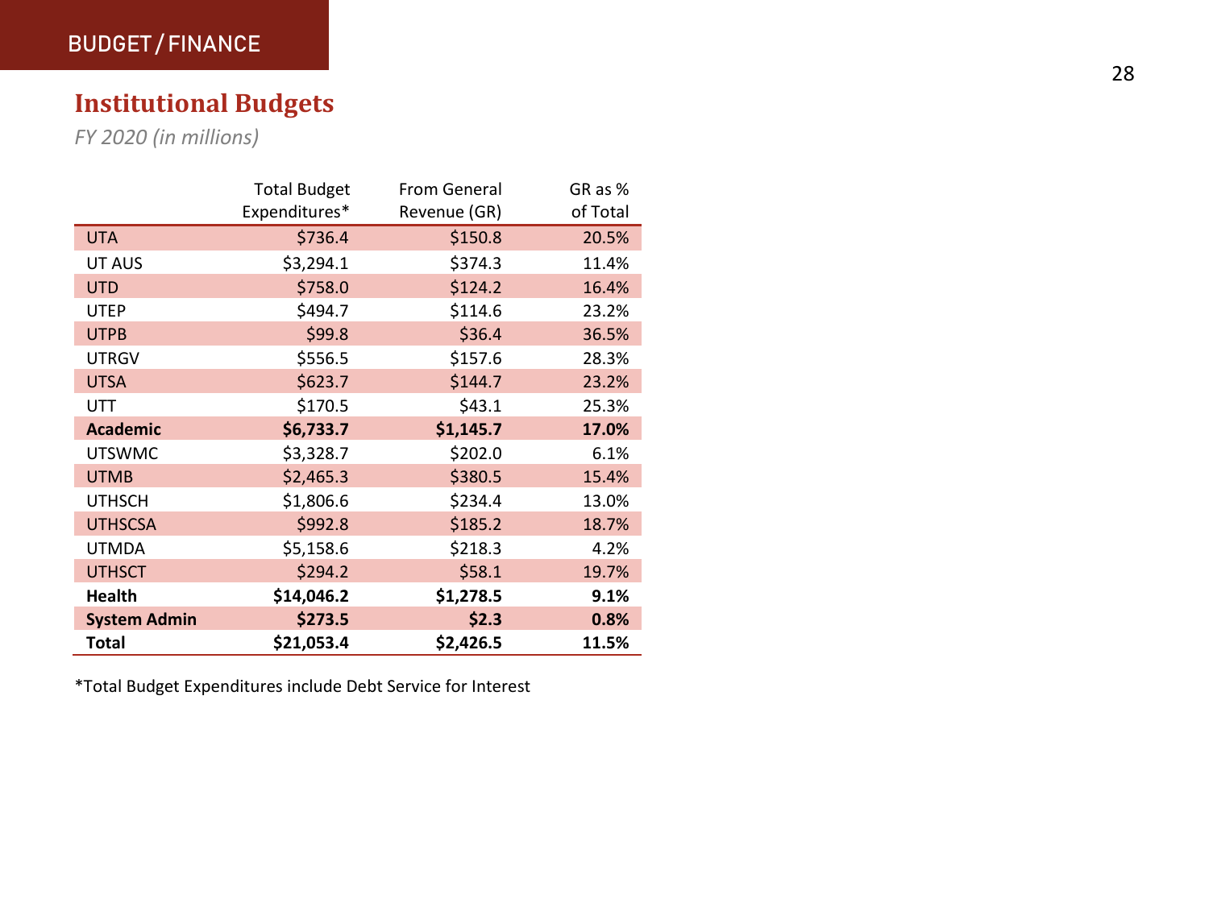## Institutional Budgets

*FY 2020 (in millions)*

| | Total Budget Expenditures* | From General Revenue (GR) | GR as % of Total |
|---|---|---|---|
| UTA | $736.4 | $150.8 | 20.5% |
| UT AUS | $3,294.1 | $374.3 | 11.4% |
| UTD | $758.0 | $124.2 | 16.4% |
| UTEP | $494.7 | $114.6 | 23.2% |
| UTPB | $99.8 | $36.4 | 36.5% |
| UTRGV | $556.5 | $157.6 | 28.3% |
| UTSA | $623.7 | $144.7 | 23.2% |
| UTT | $170.5 | $43.1 | 25.3% |
| **Academic** | **$6,733.7** | **$1,145.7** | **17.0%** |
| UTSWMC | $3,328.7 | $202.0 | 6.1% |
| UTMB | $2,465.3 | $380.5 | 15.4% |
| UTHSCH | $1,806.6 | $234.4 | 13.0% |
| UTHSCSA | $992.8 | $185.2 | 18.7% |
| UTMDA | $5,158.6 | $218.3 | 4.2% |
| UTHSCT | $294.2 | $58.1 | 19.7% |
| **Health** | **$14,046.2** | **$1,278.5** | **9.1%** |
| **System Admin** | **$273.5** | **$2.3** | **0.8%** |
| **Total** | **$21,053.4** | **$2,426.5** | **11.5%** |

*Total Budget Expenditures include Debt Service for Interest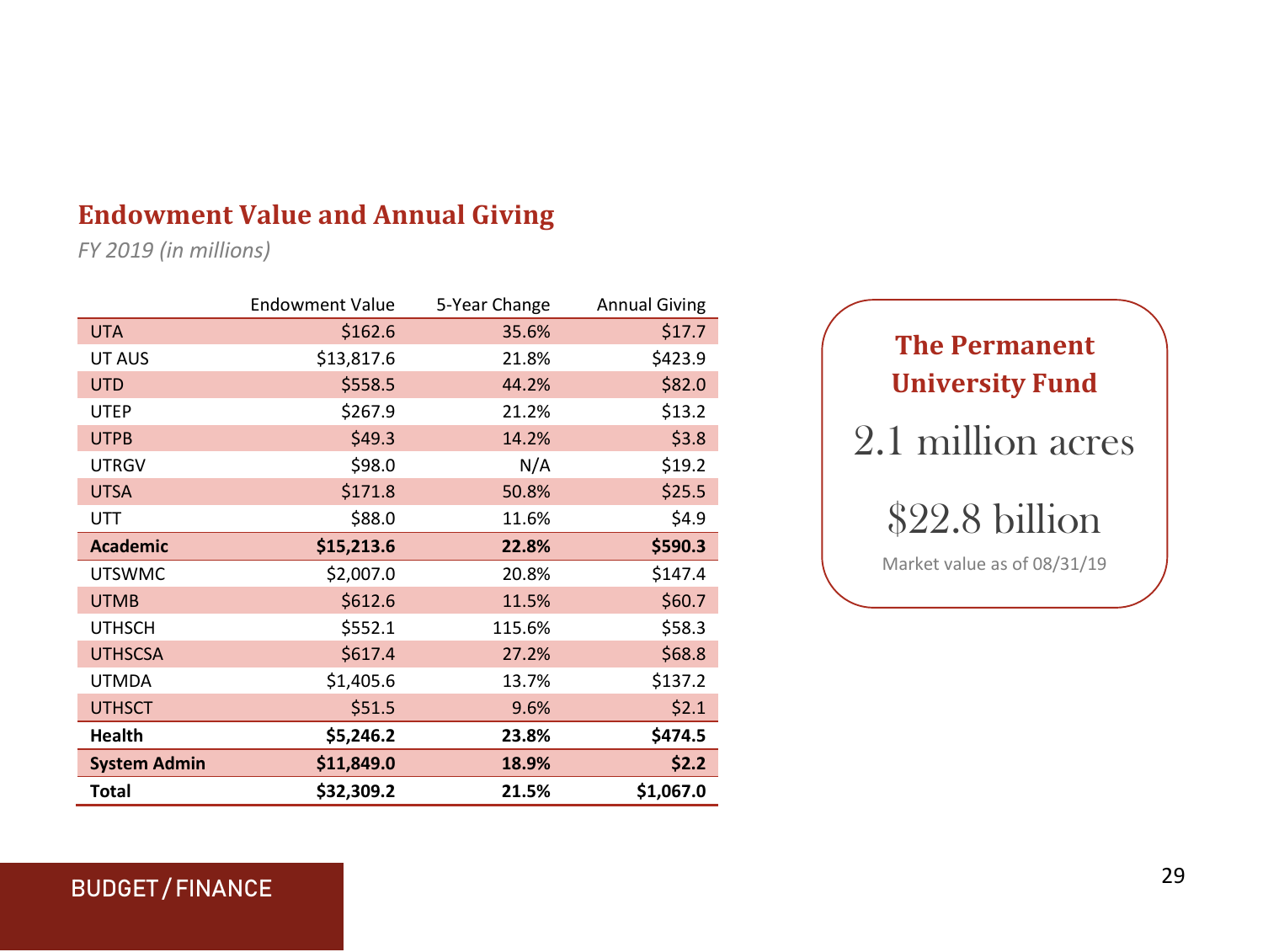## Endowment Value and Annual Giving

*FY 2019 (in millions)*

| | Endowment Value | 5-Year Change | Annual Giving |
|---|---|---|---|
| UTA | $162.6 | 35.6% | $17.7 |
| UT AUS | $13,817.6 | 21.8% | $423.9 |
| UTD | $558.5 | 44.2% | $82.0 |
| UTEP | $267.9 | 21.2% | $13.2 |
| UTPB | $49.3 | 14.2% | $3.8 |
| UTRGV | $98.0 | N/A | $19.2 |
| UTSA | $171.8 | 50.8% | $25.5 |
| UTT | $88.0 | 11.6% | $4.9 |
| **Academic** | **$15,213.6** | **22.8%** | **$590.3** |
| UTSWMC | $2,007.0 | 20.8% | $147.4 |
| UTMB | $612.6 | 11.5% | $60.7 |
| UTHSCH | $552.1 | 115.6% | $58.3 |
| UTHSCSA | $617.4 | 27.2% | $68.8 |
| UTMDA | $1,405.6 | 13.7% | $137.2 |
| UTHSCT | $51.5 | 9.6% | $2.1 |
| **Health** | **$5,246.2** | **23.8%** | **$474.5** |
| **System Admin** | **$11,849.0** | **18.9%** | **$2.2** |
| **Total** | **$32,309.2** | **21.5%** | **$1,067.0** |

### The Permanent University Fund

2.1 million acres

$22.8 billion

Market value as of 08/31/19

BUDGET / FINANCE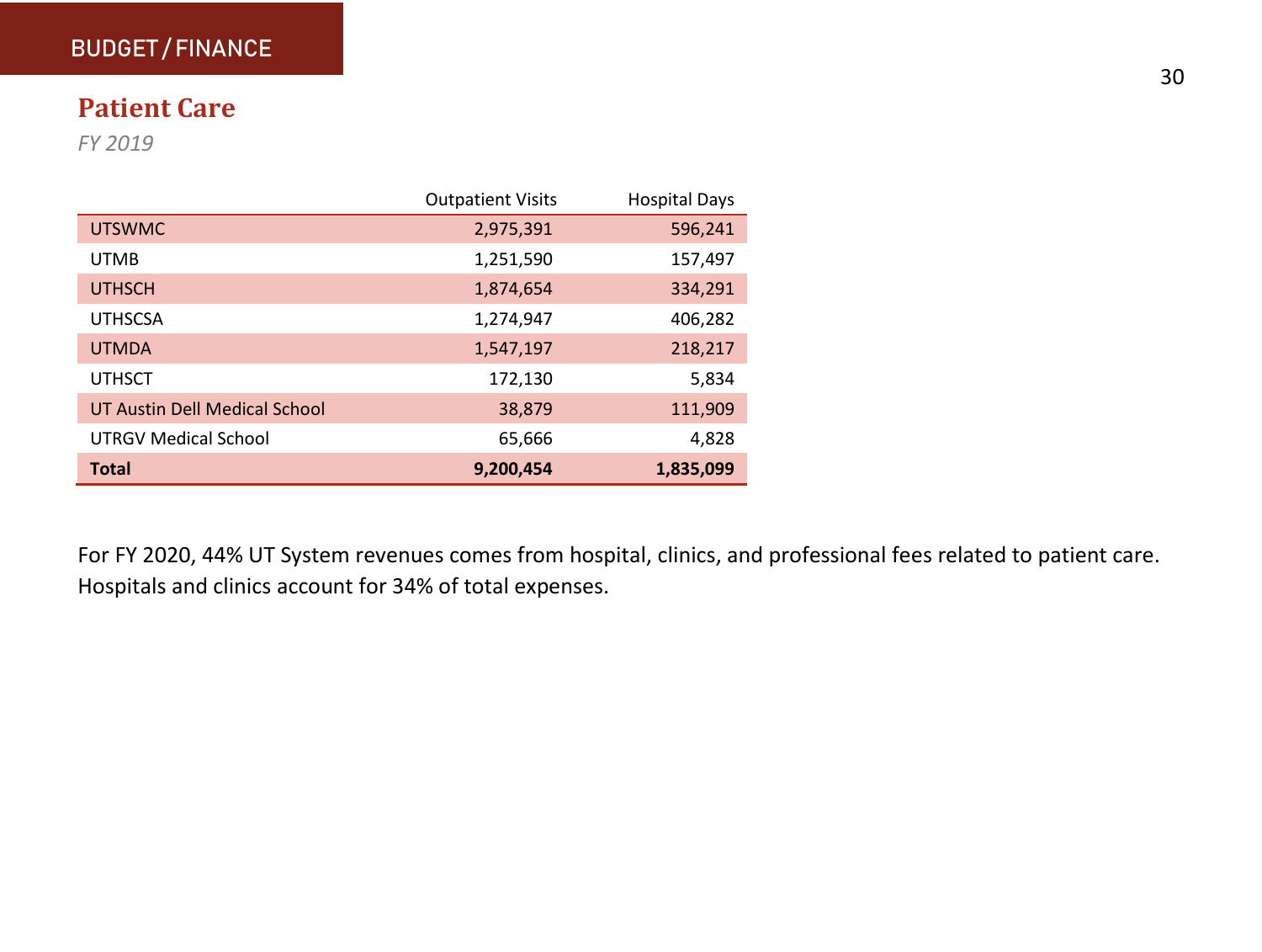## BUDGET / FINANCE

# Patient Care

*FY 2019*

| | Outpatient Visits | Hospital Days |
|---|---|---|
| UTSWMC | 2,975,391 | 596,241 |
| UTMB | 1,251,590 | 157,497 |
| UTHSCH | 1,874,654 | 334,291 |
| UTHSCSA | 1,274,947 | 406,282 |
| UTMDA | 1,547,197 | 218,217 |
| UTHSCT | 172,130 | 5,834 |
| UT Austin Dell Medical School | 38,879 | 111,909 |
| UTRGV Medical School | 65,666 | 4,828 |
| **Total** | **9,200,454** | **1,835,099** |

For FY 2020, 44% UT System revenues comes from hospital, clinics, and professional fees related to patient care. Hospitals and clinics account for 34% of total expenses.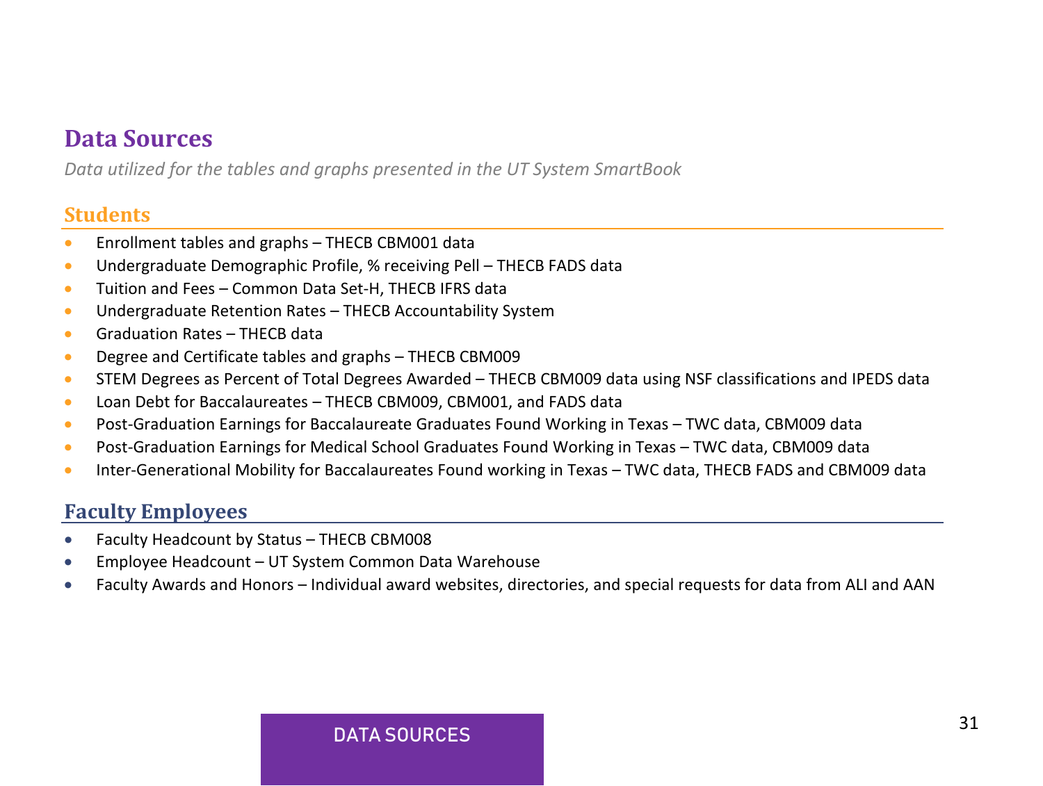# Data Sources

*Data utilized for the tables and graphs presented in the UT System SmartBook*

## Students

- Enrollment tables and graphs – THECB CBM001 data
- Undergraduate Demographic Profile, % receiving Pell – THECB FADS data
- Tuition and Fees – Common Data Set-H, THECB IFRS data
- Undergraduate Retention Rates – THECB Accountability System
- Graduation Rates – THECB data
- Degree and Certificate tables and graphs – THECB CBM009
- STEM Degrees as Percent of Total Degrees Awarded – THECB CBM009 data using NSF classifications and IPEDS data
- Loan Debt for Baccalaureates – THECB CBM009, CBM001, and FADS data
- Post-Graduation Earnings for Baccalaureate Graduates Found Working in Texas – TWC data, CBM009 data
- Post-Graduation Earnings for Medical School Graduates Found Working in Texas – TWC data, CBM009 data
- Inter-Generational Mobility for Baccalaureates Found working in Texas – TWC data, THECB FADS and CBM009 data

## Faculty Employees

- Faculty Headcount by Status – THECB CBM008
- Employee Headcount – UT System Common Data Warehouse
- Faculty Awards and Honors – Individual award websites, directories, and special requests for data from ALI and AAN

DATA SOURCES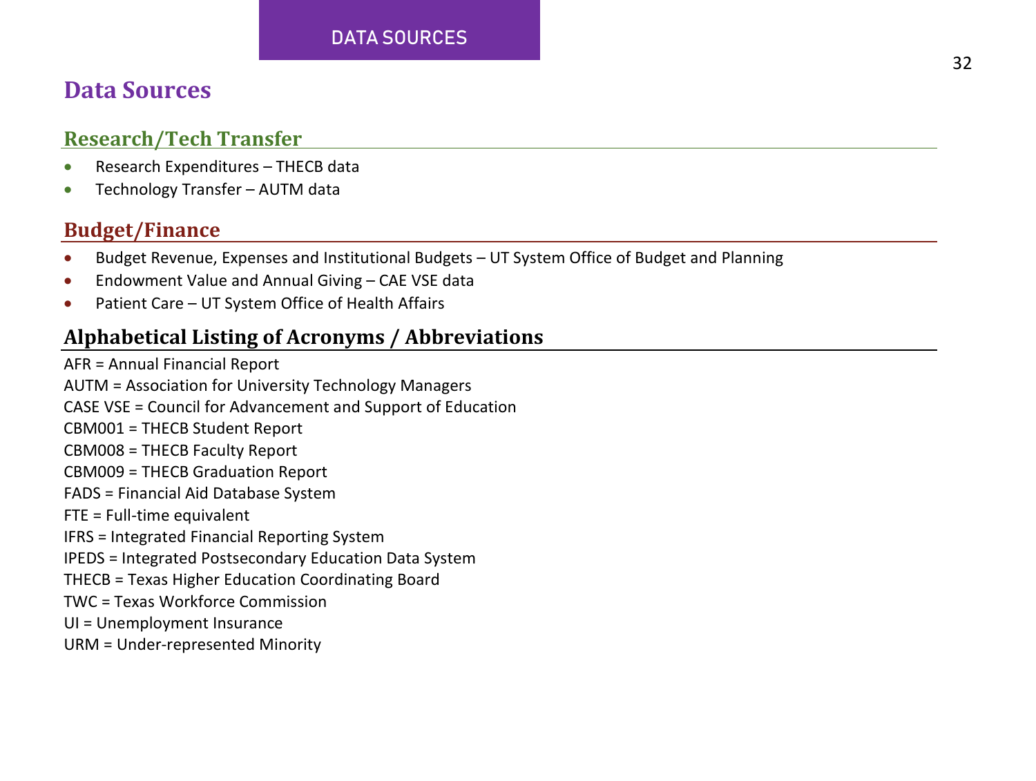# Data Sources

## Research/Tech Transfer

- Research Expenditures – THECB data
- Technology Transfer – AUTM data

## Budget/Finance

- Budget Revenue, Expenses and Institutional Budgets – UT System Office of Budget and Planning
- Endowment Value and Annual Giving – CAE VSE data
- Patient Care – UT System Office of Health Affairs

## Alphabetical Listing of Acronyms / Abbreviations

AFR = Annual Financial Report
AUTM = Association for University Technology Managers
CASE VSE = Council for Advancement and Support of Education
CBM001 = THECB Student Report
CBM008 = THECB Faculty Report
CBM009 = THECB Graduation Report
FADS = Financial Aid Database System
FTE = Full-time equivalent
IFRS = Integrated Financial Reporting System
IPEDS = Integrated Postsecondary Education Data System
THECB = Texas Higher Education Coordinating Board
TWC = Texas Workforce Commission
UI = Unemployment Insurance
URM = Under-represented Minority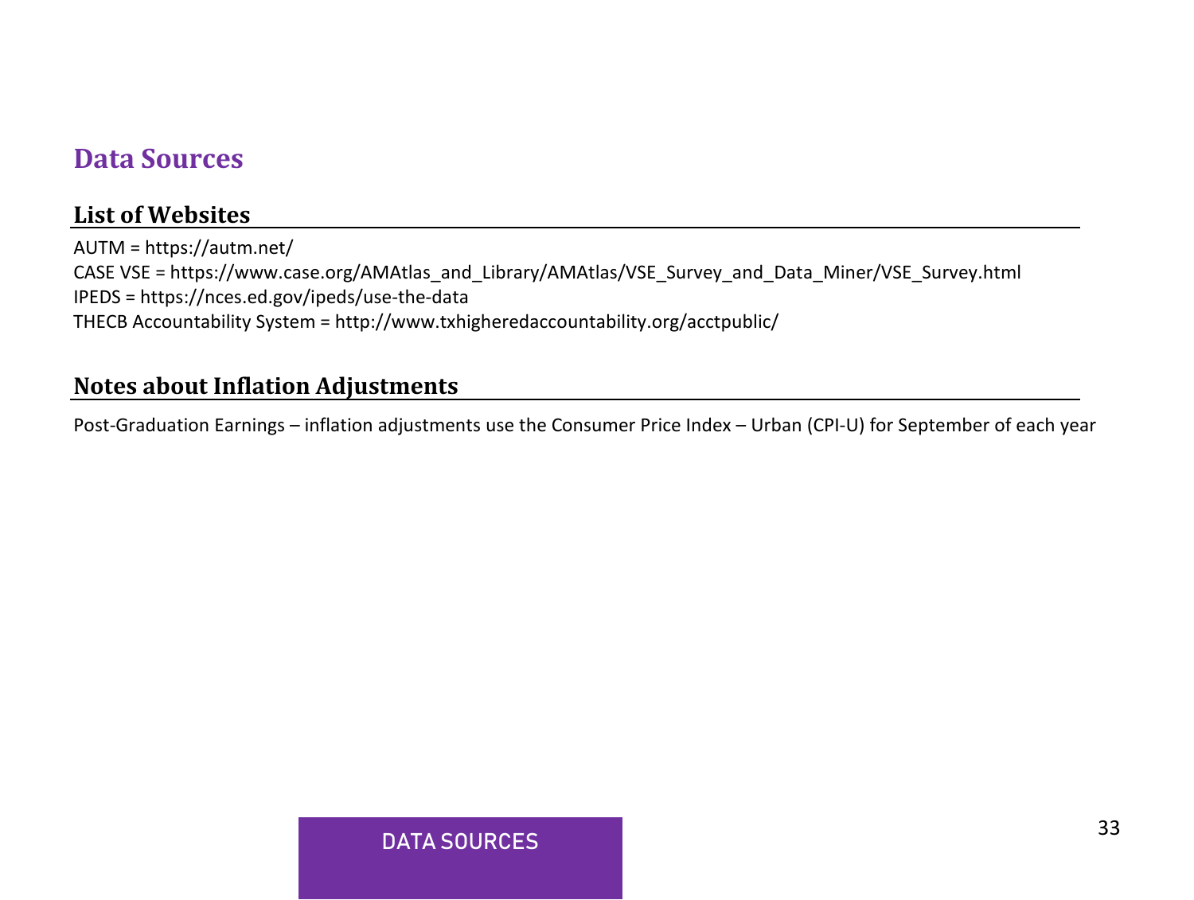# Data Sources

## List of Websites

AUTM = https://autm.net/
CASE VSE = https://www.case.org/AMAtlas_and_Library/AMAtlas/VSE_Survey_and_Data_Miner/VSE_Survey.html
IPEDS = https://nces.ed.gov/ipeds/use-the-data
THECB Accountability System = http://www.txhigheredaccountability.org/acctpublic/

## Notes about Inflation Adjustments

Post-Graduation Earnings – inflation adjustments use the Consumer Price Index – Urban (CPI-U) for September of each year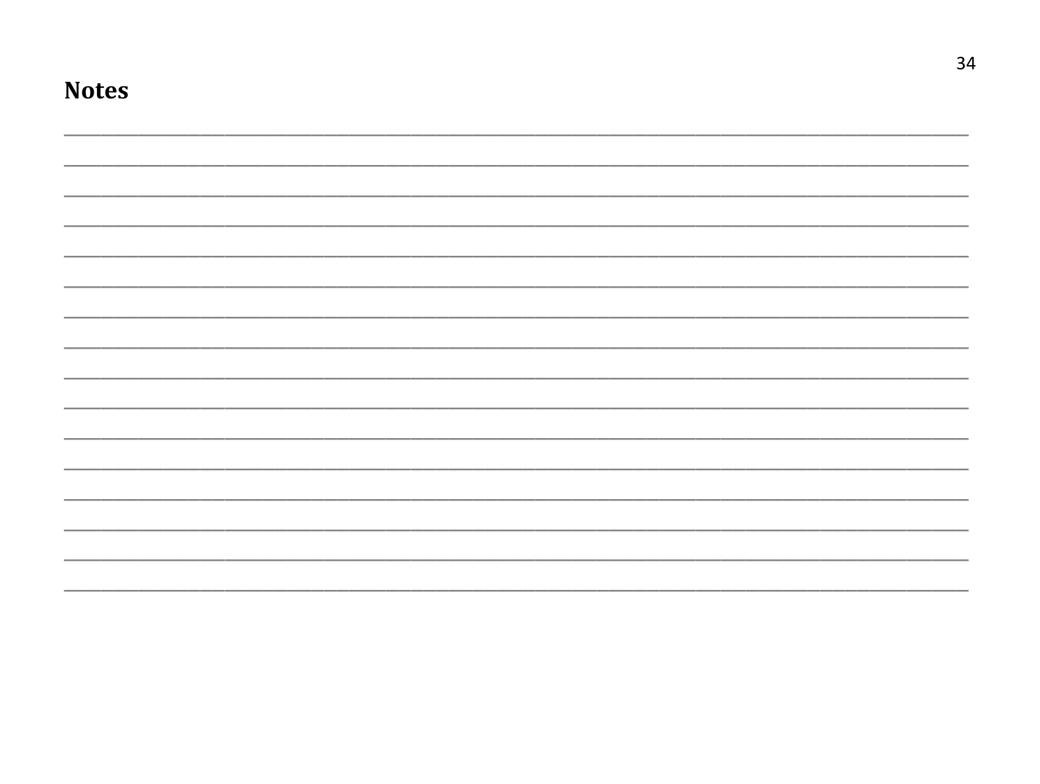# Notes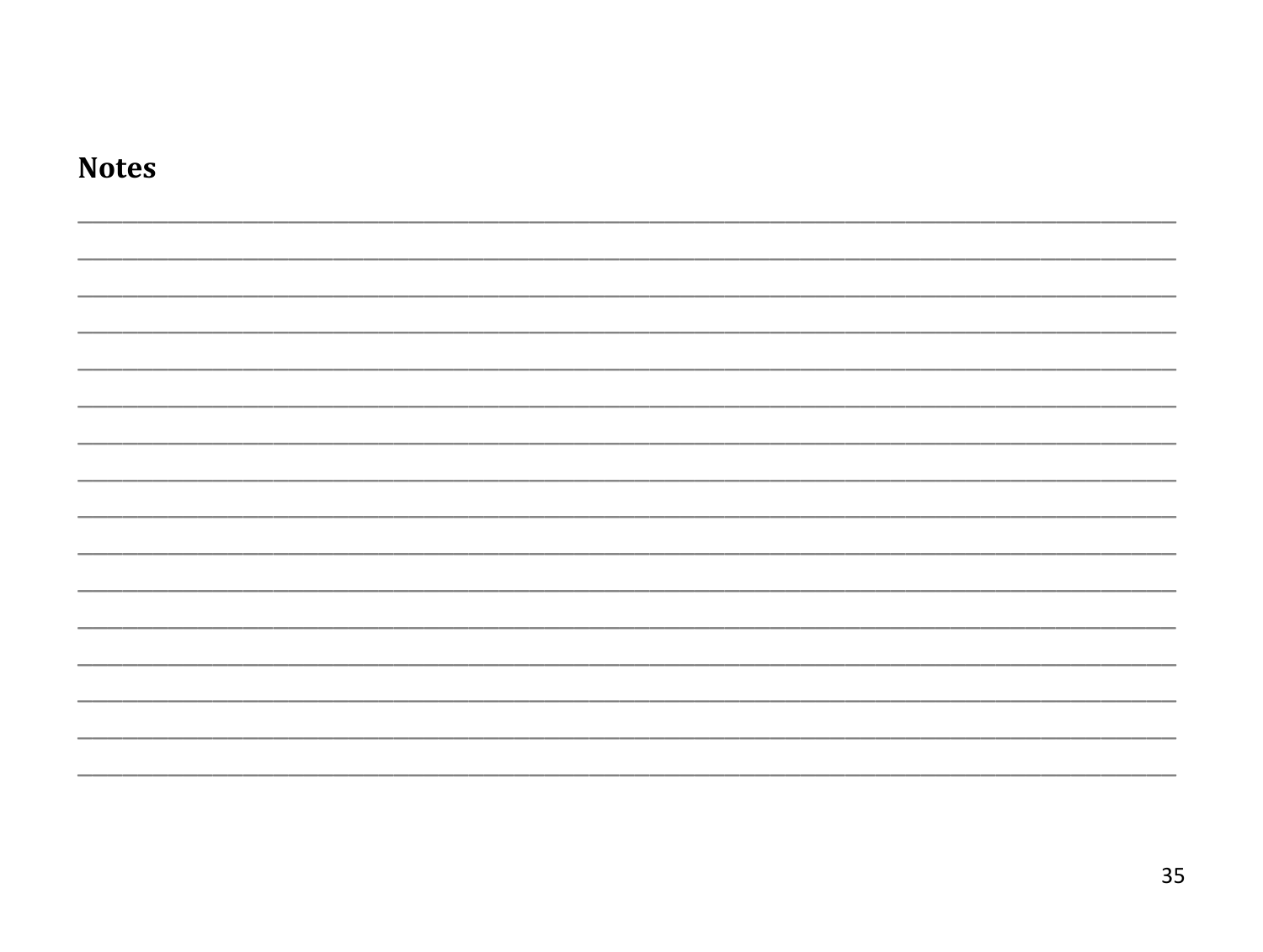**Notes**

________________________________________________________________________________________________
________________________________________________________________________________________________
________________________________________________________________________________________________
________________________________________________________________________________________________
________________________________________________________________________________________________
________________________________________________________________________________________________
________________________________________________________________________________________________
________________________________________________________________________________________________
________________________________________________________________________________________________
________________________________________________________________________________________________
________________________________________________________________________________________________
________________________________________________________________________________________________
________________________________________________________________________________________________
________________________________________________________________________________________________
________________________________________________________________________________________________
________________________________________________________________________________________________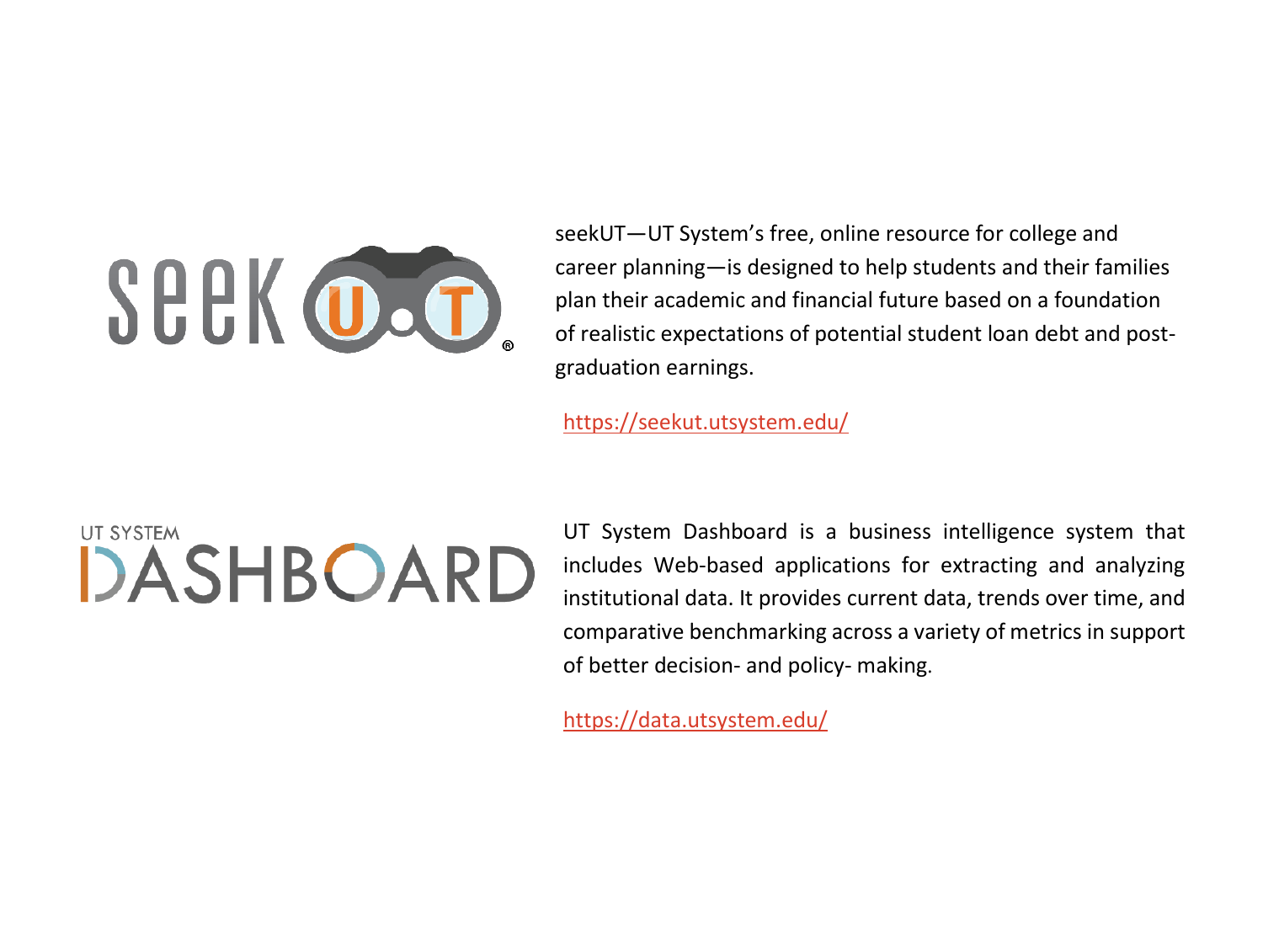seekUT—UT System's free, online resource for college and career planning—is designed to help students and their families plan their academic and financial future based on a foundation of realistic expectations of potential student loan debt and post-graduation earnings.

https://seekut.utsystem.edu/

UT System Dashboard is a business intelligence system that includes Web-based applications for extracting and analyzing institutional data. It provides current data, trends over time, and comparative benchmarking across a variety of metrics in support of better decision- and policy- making.

https://data.utsystem.edu/